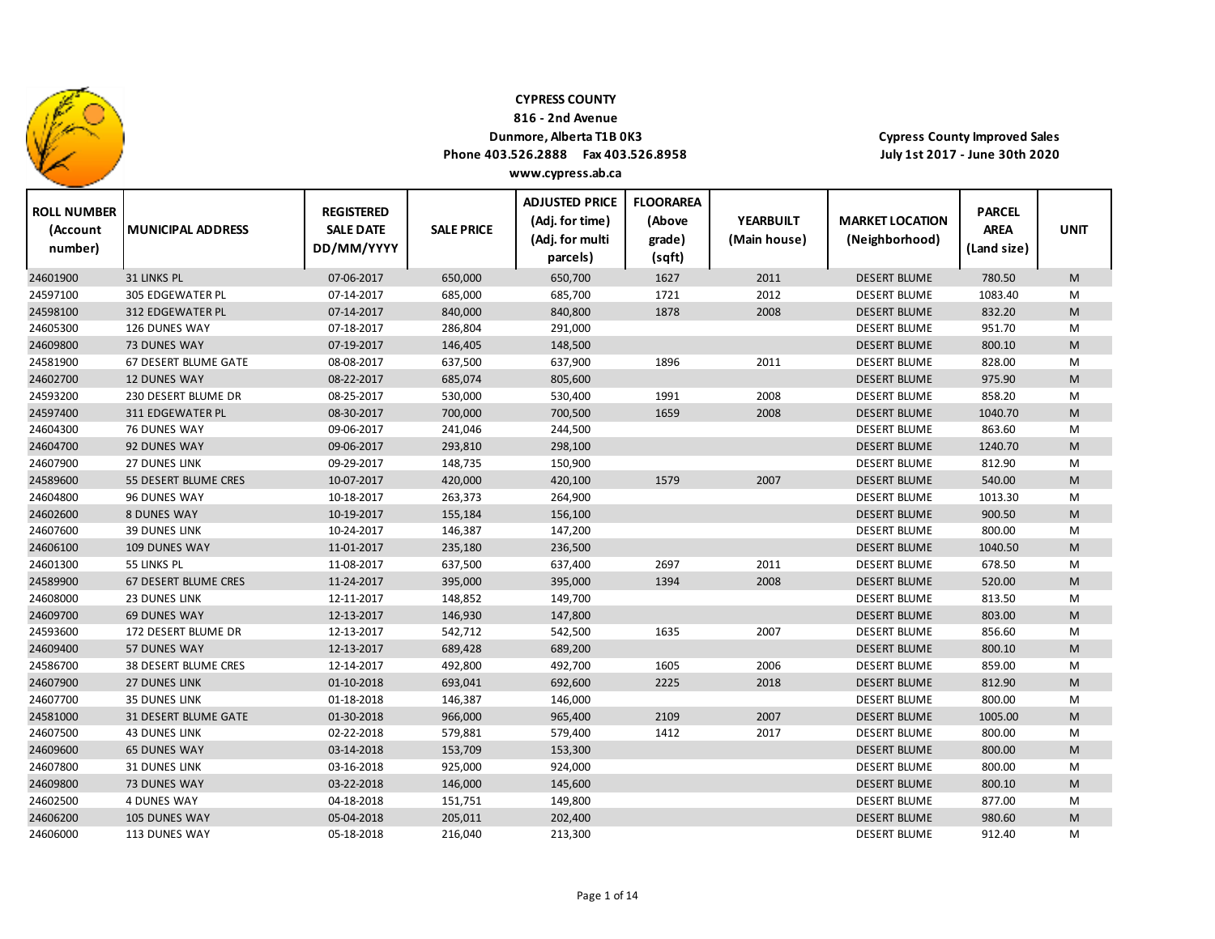**CYPRESS COUNTY**
**816 - 2nd Avenue**
**Dunmore, Alberta T1B 0K3**
**Phone 403.526.2888 Fax 403.526.8958**
**www.cypress.ab.ca**

**Cypress County Improved Sales**
**July 1st 2017 - June 30th 2020**

| ROLL NUMBER (Account number) | MUNICIPAL ADDRESS | REGISTERED SALE DATE DD/MM/YYYY | SALE PRICE | ADJUSTED PRICE (Adj. for time) (Adj. for multi parcels) | FLOORAREA (Above grade) (sqft) | YEARBUILT (Main house) | MARKET LOCATION (Neighborhood) | PARCEL AREA (Land size) | UNIT |
|---|---|---|---|---|---|---|---|---|---|
| 24601900 | 31 LINKS PL | 07-06-2017 | 650,000 | 650,700 | 1627 | 2011 | DESERT BLUME | 780.50 | M |
| 24597100 | 305 EDGEWATER PL | 07-14-2017 | 685,000 | 685,700 | 1721 | 2012 | DESERT BLUME | 1083.40 | M |
| 24598100 | 312 EDGEWATER PL | 07-14-2017 | 840,000 | 840,800 | 1878 | 2008 | DESERT BLUME | 832.20 | M |
| 24605300 | 126 DUNES WAY | 07-18-2017 | 286,804 | 291,000 | | | DESERT BLUME | 951.70 | M |
| 24609800 | 73 DUNES WAY | 07-19-2017 | 146,405 | 148,500 | | | DESERT BLUME | 800.10 | M |
| 24581900 | 67 DESERT BLUME GATE | 08-08-2017 | 637,500 | 637,900 | 1896 | 2011 | DESERT BLUME | 828.00 | M |
| 24602700 | 12 DUNES WAY | 08-22-2017 | 685,074 | 805,600 | | | DESERT BLUME | 975.90 | M |
| 24593200 | 230 DESERT BLUME DR | 08-25-2017 | 530,000 | 530,400 | 1991 | 2008 | DESERT BLUME | 858.20 | M |
| 24597400 | 311 EDGEWATER PL | 08-30-2017 | 700,000 | 700,500 | 1659 | 2008 | DESERT BLUME | 1040.70 | M |
| 24604300 | 76 DUNES WAY | 09-06-2017 | 241,046 | 244,500 | | | DESERT BLUME | 863.60 | M |
| 24604700 | 92 DUNES WAY | 09-06-2017 | 293,810 | 298,100 | | | DESERT BLUME | 1240.70 | M |
| 24607900 | 27 DUNES LINK | 09-29-2017 | 148,735 | 150,900 | | | DESERT BLUME | 812.90 | M |
| 24589600 | 55 DESERT BLUME CRES | 10-07-2017 | 420,000 | 420,100 | 1579 | 2007 | DESERT BLUME | 540.00 | M |
| 24604800 | 96 DUNES WAY | 10-18-2017 | 263,373 | 264,900 | | | DESERT BLUME | 1013.30 | M |
| 24602600 | 8 DUNES WAY | 10-19-2017 | 155,184 | 156,100 | | | DESERT BLUME | 900.50 | M |
| 24607600 | 39 DUNES LINK | 10-24-2017 | 146,387 | 147,200 | | | DESERT BLUME | 800.00 | M |
| 24606100 | 109 DUNES WAY | 11-01-2017 | 235,180 | 236,500 | | | DESERT BLUME | 1040.50 | M |
| 24601300 | 55 LINKS PL | 11-08-2017 | 637,500 | 637,400 | 2697 | 2011 | DESERT BLUME | 678.50 | M |
| 24589900 | 67 DESERT BLUME CRES | 11-24-2017 | 395,000 | 395,000 | 1394 | 2008 | DESERT BLUME | 520.00 | M |
| 24608000 | 23 DUNES LINK | 12-11-2017 | 148,852 | 149,700 | | | DESERT BLUME | 813.50 | M |
| 24609700 | 69 DUNES WAY | 12-13-2017 | 146,930 | 147,800 | | | DESERT BLUME | 803.00 | M |
| 24593600 | 172 DESERT BLUME DR | 12-13-2017 | 542,712 | 542,500 | 1635 | 2007 | DESERT BLUME | 856.60 | M |
| 24609400 | 57 DUNES WAY | 12-13-2017 | 689,428 | 689,200 | | | DESERT BLUME | 800.10 | M |
| 24586700 | 38 DESERT BLUME CRES | 12-14-2017 | 492,800 | 492,700 | 1605 | 2006 | DESERT BLUME | 859.00 | M |
| 24607900 | 27 DUNES LINK | 01-10-2018 | 693,041 | 692,600 | 2225 | 2018 | DESERT BLUME | 812.90 | M |
| 24607700 | 35 DUNES LINK | 01-18-2018 | 146,387 | 146,000 | | | DESERT BLUME | 800.00 | M |
| 24581000 | 31 DESERT BLUME GATE | 01-30-2018 | 966,000 | 965,400 | 2109 | 2007 | DESERT BLUME | 1005.00 | M |
| 24607500 | 43 DUNES LINK | 02-22-2018 | 579,881 | 579,400 | 1412 | 2017 | DESERT BLUME | 800.00 | M |
| 24609600 | 65 DUNES WAY | 03-14-2018 | 153,709 | 153,300 | | | DESERT BLUME | 800.00 | M |
| 24607800 | 31 DUNES LINK | 03-16-2018 | 925,000 | 924,000 | | | DESERT BLUME | 800.00 | M |
| 24609800 | 73 DUNES WAY | 03-22-2018 | 146,000 | 145,600 | | | DESERT BLUME | 800.10 | M |
| 24602500 | 4 DUNES WAY | 04-18-2018 | 151,751 | 149,800 | | | DESERT BLUME | 877.00 | M |
| 24606200 | 105 DUNES WAY | 05-04-2018 | 205,011 | 202,400 | | | DESERT BLUME | 980.60 | M |
| 24606000 | 113 DUNES WAY | 05-18-2018 | 216,040 | 213,300 | | | DESERT BLUME | 912.40 | M |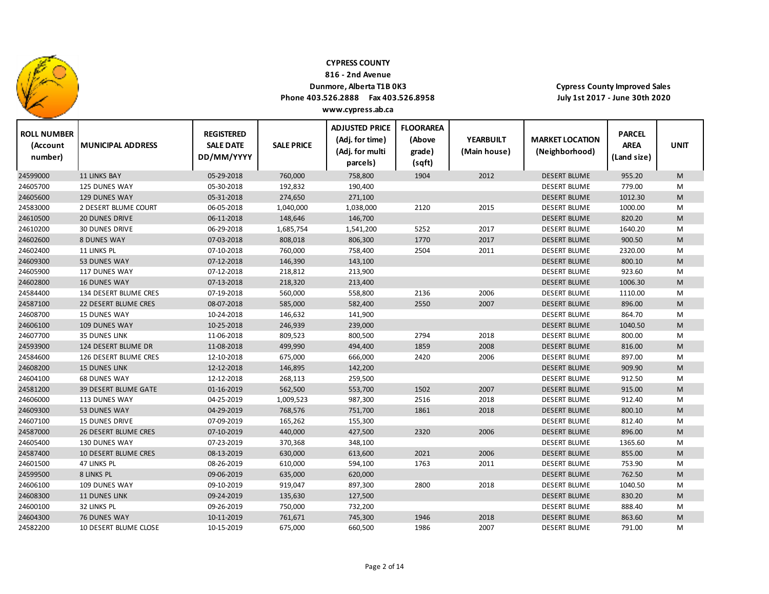**CYPRESS COUNTY**
**816 - 2nd Avenue**
**Dunmore, Alberta T1B 0K3**
**Phone 403.526.2888 Fax 403.526.8958**
**www.cypress.ab.ca**

**Cypress County Improved Sales**
**July 1st 2017 - June 30th 2020**

| ROLL NUMBER (Account number) | MUNICIPAL ADDRESS | REGISTERED SALE DATE DD/MM/YYYY | SALE PRICE | ADJUSTED PRICE (Adj. for time) (Adj. for multi parcels) | FLOORAREA (Above grade) (sqft) | YEARBUILT (Main house) | MARKET LOCATION (Neighborhood) | PARCEL AREA (Land size) | UNIT |
|---|---|---|---|---|---|---|---|---|---|
| 24599000 | 11 LINKS BAY | 05-29-2018 | 760,000 | 758,800 | 1904 | 2012 | DESERT BLUME | 955.20 | M |
| 24605700 | 125 DUNES WAY | 05-30-2018 | 192,832 | 190,400 | | | DESERT BLUME | 779.00 | M |
| 24605600 | 129 DUNES WAY | 05-31-2018 | 274,650 | 271,100 | | | DESERT BLUME | 1012.30 | M |
| 24583000 | 2 DESERT BLUME COURT | 06-05-2018 | 1,040,000 | 1,038,000 | 2120 | 2015 | DESERT BLUME | 1000.00 | M |
| 24610500 | 20 DUNES DRIVE | 06-11-2018 | 148,646 | 146,700 | | | DESERT BLUME | 820.20 | M |
| 24610200 | 30 DUNES DRIVE | 06-29-2018 | 1,685,754 | 1,541,200 | 5252 | 2017 | DESERT BLUME | 1640.20 | M |
| 24602600 | 8 DUNES WAY | 07-03-2018 | 808,018 | 806,300 | 1770 | 2017 | DESERT BLUME | 900.50 | M |
| 24602400 | 11 LINKS PL | 07-10-2018 | 760,000 | 758,400 | 2504 | 2011 | DESERT BLUME | 2320.00 | M |
| 24609300 | 53 DUNES WAY | 07-12-2018 | 146,390 | 143,100 | | | DESERT BLUME | 800.10 | M |
| 24605900 | 117 DUNES WAY | 07-12-2018 | 218,812 | 213,900 | | | DESERT BLUME | 923.60 | M |
| 24602800 | 16 DUNES WAY | 07-13-2018 | 218,320 | 213,400 | | | DESERT BLUME | 1006.30 | M |
| 24584400 | 134 DESERT BLUME CRES | 07-19-2018 | 560,000 | 558,800 | 2136 | 2006 | DESERT BLUME | 1110.00 | M |
| 24587100 | 22 DESERT BLUME CRES | 08-07-2018 | 585,000 | 582,400 | 2550 | 2007 | DESERT BLUME | 896.00 | M |
| 24608700 | 15 DUNES WAY | 10-24-2018 | 146,632 | 141,900 | | | DESERT BLUME | 864.70 | M |
| 24606100 | 109 DUNES WAY | 10-25-2018 | 246,939 | 239,000 | | | DESERT BLUME | 1040.50 | M |
| 24607700 | 35 DUNES LINK | 11-06-2018 | 809,523 | 800,500 | 2794 | 2018 | DESERT BLUME | 800.00 | M |
| 24593900 | 124 DESERT BLUME DR | 11-08-2018 | 499,990 | 494,400 | 1859 | 2008 | DESERT BLUME | 816.00 | M |
| 24584600 | 126 DESERT BLUME CRES | 12-10-2018 | 675,000 | 666,000 | 2420 | 2006 | DESERT BLUME | 897.00 | M |
| 24608200 | 15 DUNES LINK | 12-12-2018 | 146,895 | 142,200 | | | DESERT BLUME | 909.90 | M |
| 24604100 | 68 DUNES WAY | 12-12-2018 | 268,113 | 259,500 | | | DESERT BLUME | 912.50 | M |
| 24581200 | 39 DESERT BLUME GATE | 01-16-2019 | 562,500 | 553,700 | 1502 | 2007 | DESERT BLUME | 915.00 | M |
| 24606000 | 113 DUNES WAY | 04-25-2019 | 1,009,523 | 987,300 | 2516 | 2018 | DESERT BLUME | 912.40 | M |
| 24609300 | 53 DUNES WAY | 04-29-2019 | 768,576 | 751,700 | 1861 | 2018 | DESERT BLUME | 800.10 | M |
| 24607100 | 15 DUNES DRIVE | 07-09-2019 | 165,262 | 155,300 | | | DESERT BLUME | 812.40 | M |
| 24587000 | 26 DESERT BLUME CRES | 07-10-2019 | 440,000 | 427,500 | 2320 | 2006 | DESERT BLUME | 896.00 | M |
| 24605400 | 130 DUNES WAY | 07-23-2019 | 370,368 | 348,100 | | | DESERT BLUME | 1365.60 | M |
| 24587400 | 10 DESERT BLUME CRES | 08-13-2019 | 630,000 | 613,600 | 2021 | 2006 | DESERT BLUME | 855.00 | M |
| 24601500 | 47 LINKS PL | 08-26-2019 | 610,000 | 594,100 | 1763 | 2011 | DESERT BLUME | 753.90 | M |
| 24599500 | 8 LINKS PL | 09-06-2019 | 635,000 | 620,000 | | | DESERT BLUME | 762.50 | M |
| 24606100 | 109 DUNES WAY | 09-10-2019 | 919,047 | 897,300 | 2800 | 2018 | DESERT BLUME | 1040.50 | M |
| 24608300 | 11 DUNES LINK | 09-24-2019 | 135,630 | 127,500 | | | DESERT BLUME | 830.20 | M |
| 24600100 | 32 LINKS PL | 09-26-2019 | 750,000 | 732,200 | | | DESERT BLUME | 888.40 | M |
| 24604300 | 76 DUNES WAY | 10-11-2019 | 761,671 | 745,300 | 1946 | 2018 | DESERT BLUME | 863.60 | M |
| 24582200 | 10 DESERT BLUME CLOSE | 10-15-2019 | 675,000 | 660,500 | 1986 | 2007 | DESERT BLUME | 791.00 | M |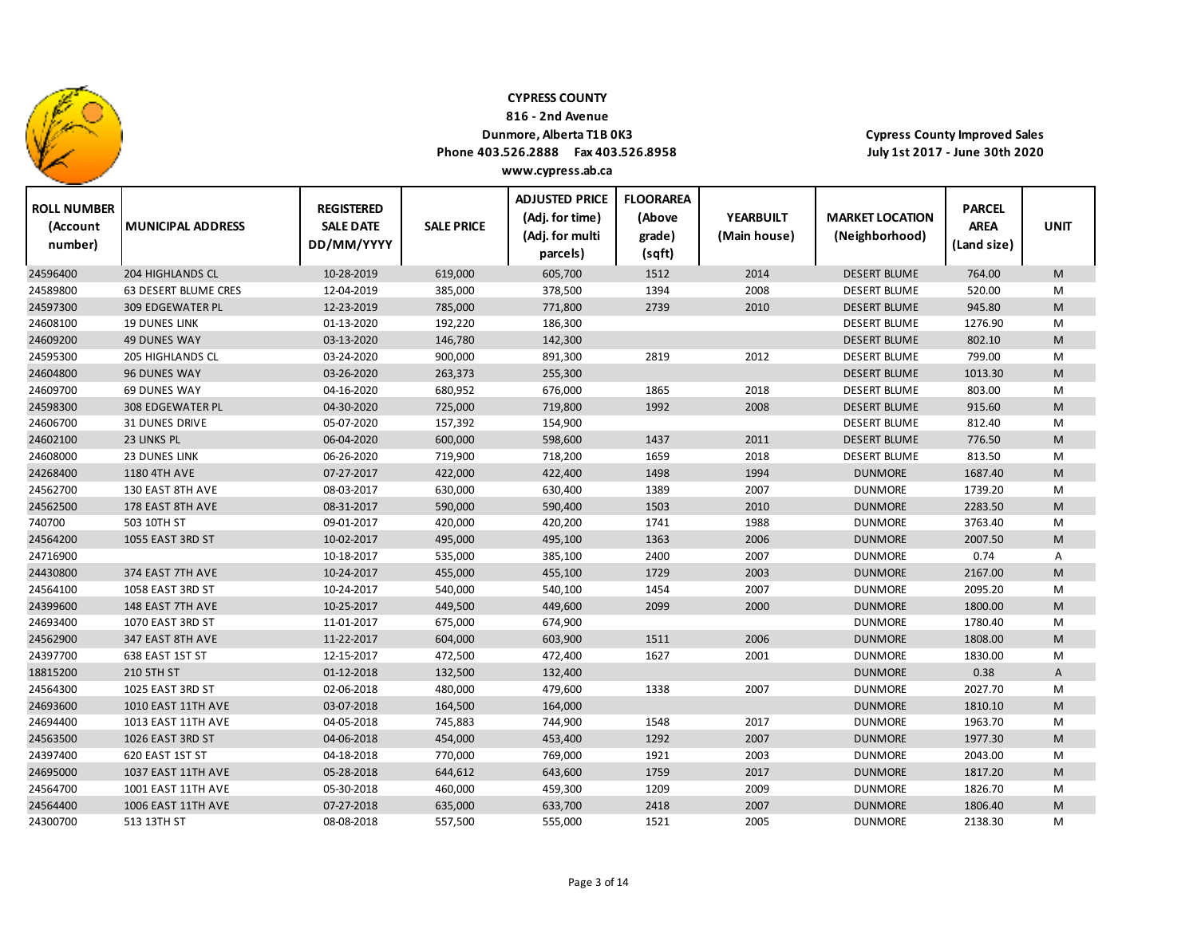**CYPRESS COUNTY**
**816 - 2nd Avenue**
**Dunmore, Alberta T1B 0K3**
**Phone 403.526.2888 Fax 403.526.8958**
**www.cypress.ab.ca**

**Cypress County Improved Sales**
**July 1st 2017 - June 30th 2020**

| ROLL NUMBER (Account number) | MUNICIPAL ADDRESS | REGISTERED SALE DATE DD/MM/YYYY | SALE PRICE | ADJUSTED PRICE (Adj. for time) (Adj. for multi parcels) | FLOORAREA (Above grade) (sqft) | YEARBUILT (Main house) | MARKET LOCATION (Neighborhood) | PARCEL AREA (Land size) | UNIT |
|---|---|---|---|---|---|---|---|---|---|
| 24596400 | 204 HIGHLANDS CL | 10-28-2019 | 619,000 | 605,700 | 1512 | 2014 | DESERT BLUME | 764.00 | M |
| 24589800 | 63 DESERT BLUME CRES | 12-04-2019 | 385,000 | 378,500 | 1394 | 2008 | DESERT BLUME | 520.00 | M |
| 24597300 | 309 EDGEWATER PL | 12-23-2019 | 785,000 | 771,800 | 2739 | 2010 | DESERT BLUME | 945.80 | M |
| 24608100 | 19 DUNES LINK | 01-13-2020 | 192,220 | 186,300 | | | DESERT BLUME | 1276.90 | M |
| 24609200 | 49 DUNES WAY | 03-13-2020 | 146,780 | 142,300 | | | DESERT BLUME | 802.10 | M |
| 24595300 | 205 HIGHLANDS CL | 03-24-2020 | 900,000 | 891,300 | 2819 | 2012 | DESERT BLUME | 799.00 | M |
| 24604800 | 96 DUNES WAY | 03-26-2020 | 263,373 | 255,300 | | | DESERT BLUME | 1013.30 | M |
| 24609700 | 69 DUNES WAY | 04-16-2020 | 680,952 | 676,000 | 1865 | 2018 | DESERT BLUME | 803.00 | M |
| 24598300 | 308 EDGEWATER PL | 04-30-2020 | 725,000 | 719,800 | 1992 | 2008 | DESERT BLUME | 915.60 | M |
| 24606700 | 31 DUNES DRIVE | 05-07-2020 | 157,392 | 154,900 | | | DESERT BLUME | 812.40 | M |
| 24602100 | 23 LINKS PL | 06-04-2020 | 600,000 | 598,600 | 1437 | 2011 | DESERT BLUME | 776.50 | M |
| 24608000 | 23 DUNES LINK | 06-26-2020 | 719,900 | 718,200 | 1659 | 2018 | DESERT BLUME | 813.50 | M |
| 24268400 | 1180 4TH AVE | 07-27-2017 | 422,000 | 422,400 | 1498 | 1994 | DUNMORE | 1687.40 | M |
| 24562700 | 130 EAST 8TH AVE | 08-03-2017 | 630,000 | 630,400 | 1389 | 2007 | DUNMORE | 1739.20 | M |
| 24562500 | 178 EAST 8TH AVE | 08-31-2017 | 590,000 | 590,400 | 1503 | 2010 | DUNMORE | 2283.50 | M |
| 740700 | 503 10TH ST | 09-01-2017 | 420,000 | 420,200 | 1741 | 1988 | DUNMORE | 3763.40 | M |
| 24564200 | 1055 EAST 3RD ST | 10-02-2017 | 495,000 | 495,100 | 1363 | 2006 | DUNMORE | 2007.50 | M |
| 24716900 | | 10-18-2017 | 535,000 | 385,100 | 2400 | 2007 | DUNMORE | 0.74 | A |
| 24430800 | 374 EAST 7TH AVE | 10-24-2017 | 455,000 | 455,100 | 1729 | 2003 | DUNMORE | 2167.00 | M |
| 24564100 | 1058 EAST 3RD ST | 10-24-2017 | 540,000 | 540,100 | 1454 | 2007 | DUNMORE | 2095.20 | M |
| 24399600 | 148 EAST 7TH AVE | 10-25-2017 | 449,500 | 449,600 | 2099 | 2000 | DUNMORE | 1800.00 | M |
| 24693400 | 1070 EAST 3RD ST | 11-01-2017 | 675,000 | 674,900 | | | DUNMORE | 1780.40 | M |
| 24562900 | 347 EAST 8TH AVE | 11-22-2017 | 604,000 | 603,900 | 1511 | 2006 | DUNMORE | 1808.00 | M |
| 24397700 | 638 EAST 1ST ST | 12-15-2017 | 472,500 | 472,400 | 1627 | 2001 | DUNMORE | 1830.00 | M |
| 18815200 | 210 5TH ST | 01-12-2018 | 132,500 | 132,400 | | | DUNMORE | 0.38 | A |
| 24564300 | 1025 EAST 3RD ST | 02-06-2018 | 480,000 | 479,600 | 1338 | 2007 | DUNMORE | 2027.70 | M |
| 24693600 | 1010 EAST 11TH AVE | 03-07-2018 | 164,500 | 164,000 | | | DUNMORE | 1810.10 | M |
| 24694400 | 1013 EAST 11TH AVE | 04-05-2018 | 745,883 | 744,900 | 1548 | 2017 | DUNMORE | 1963.70 | M |
| 24563500 | 1026 EAST 3RD ST | 04-06-2018 | 454,000 | 453,400 | 1292 | 2007 | DUNMORE | 1977.30 | M |
| 24397400 | 620 EAST 1ST ST | 04-18-2018 | 770,000 | 769,000 | 1921 | 2003 | DUNMORE | 2043.00 | M |
| 24695000 | 1037 EAST 11TH AVE | 05-28-2018 | 644,612 | 643,600 | 1759 | 2017 | DUNMORE | 1817.20 | M |
| 24564700 | 1001 EAST 11TH AVE | 05-30-2018 | 460,000 | 459,300 | 1209 | 2009 | DUNMORE | 1826.70 | M |
| 24564400 | 1006 EAST 11TH AVE | 07-27-2018 | 635,000 | 633,700 | 2418 | 2007 | DUNMORE | 1806.40 | M |
| 24300700 | 513 13TH ST | 08-08-2018 | 557,500 | 555,000 | 1521 | 2005 | DUNMORE | 2138.30 | M |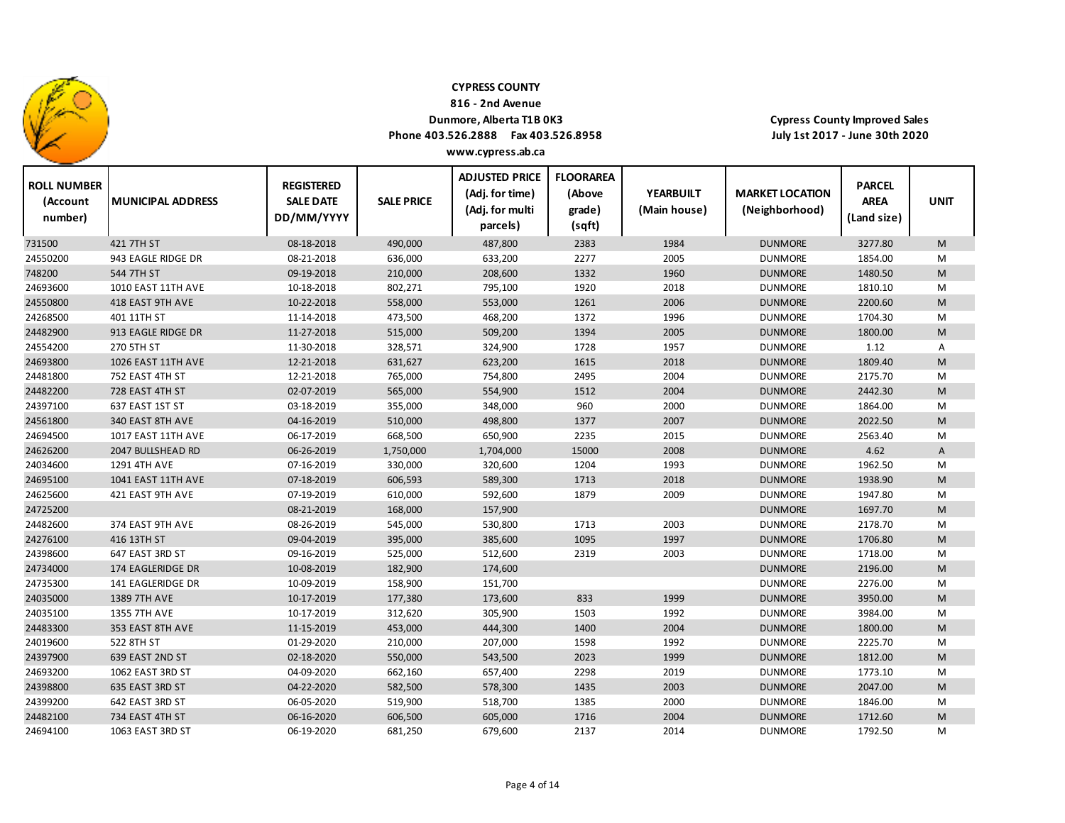**CYPRESS COUNTY**
**816 - 2nd Avenue**
**Dunmore, Alberta T1B 0K3**
**Phone 403.526.2888 Fax 403.526.8958**
**www.cypress.ab.ca**

**Cypress County Improved Sales**
**July 1st 2017 - June 30th 2020**

| ROLL NUMBER (Account number) | MUNICIPAL ADDRESS | REGISTERED SALE DATE DD/MM/YYYY | SALE PRICE | ADJUSTED PRICE (Adj. for time) (Adj. for multi parcels) | FLOORAREA (Above grade) (sqft) | YEARBUILT (Main house) | MARKET LOCATION (Neighborhood) | PARCEL AREA (Land size) | UNIT |
|---|---|---|---|---|---|---|---|---|---|
| 731500 | 421 7TH ST | 08-18-2018 | 490,000 | 487,800 | 2383 | 1984 | DUNMORE | 3277.80 | M |
| 24550200 | 943 EAGLE RIDGE DR | 08-21-2018 | 636,000 | 633,200 | 2277 | 2005 | DUNMORE | 1854.00 | M |
| 748200 | 544 7TH ST | 09-19-2018 | 210,000 | 208,600 | 1332 | 1960 | DUNMORE | 1480.50 | M |
| 24693600 | 1010 EAST 11TH AVE | 10-18-2018 | 802,271 | 795,100 | 1920 | 2018 | DUNMORE | 1810.10 | M |
| 24550800 | 418 EAST 9TH AVE | 10-22-2018 | 558,000 | 553,000 | 1261 | 2006 | DUNMORE | 2200.60 | M |
| 24268500 | 401 11TH ST | 11-14-2018 | 473,500 | 468,200 | 1372 | 1996 | DUNMORE | 1704.30 | M |
| 24482900 | 913 EAGLE RIDGE DR | 11-27-2018 | 515,000 | 509,200 | 1394 | 2005 | DUNMORE | 1800.00 | M |
| 24554200 | 270 5TH ST | 11-30-2018 | 328,571 | 324,900 | 1728 | 1957 | DUNMORE | 1.12 | A |
| 24693800 | 1026 EAST 11TH AVE | 12-21-2018 | 631,627 | 623,200 | 1615 | 2018 | DUNMORE | 1809.40 | M |
| 24481800 | 752 EAST 4TH ST | 12-21-2018 | 765,000 | 754,800 | 2495 | 2004 | DUNMORE | 2175.70 | M |
| 24482200 | 728 EAST 4TH ST | 02-07-2019 | 565,000 | 554,900 | 1512 | 2004 | DUNMORE | 2442.30 | M |
| 24397100 | 637 EAST 1ST ST | 03-18-2019 | 355,000 | 348,000 | 960 | 2000 | DUNMORE | 1864.00 | M |
| 24561800 | 340 EAST 8TH AVE | 04-16-2019 | 510,000 | 498,800 | 1377 | 2007 | DUNMORE | 2022.50 | M |
| 24694500 | 1017 EAST 11TH AVE | 06-17-2019 | 668,500 | 650,900 | 2235 | 2015 | DUNMORE | 2563.40 | M |
| 24626200 | 2047 BULLSHEAD RD | 06-26-2019 | 1,750,000 | 1,704,000 | 15000 | 2008 | DUNMORE | 4.62 | A |
| 24034600 | 1291 4TH AVE | 07-16-2019 | 330,000 | 320,600 | 1204 | 1993 | DUNMORE | 1962.50 | M |
| 24695100 | 1041 EAST 11TH AVE | 07-18-2019 | 606,593 | 589,300 | 1713 | 2018 | DUNMORE | 1938.90 | M |
| 24625600 | 421 EAST 9TH AVE | 07-19-2019 | 610,000 | 592,600 | 1879 | 2009 | DUNMORE | 1947.80 | M |
| 24725200 | | 08-21-2019 | 168,000 | 157,900 | | | DUNMORE | 1697.70 | M |
| 24482600 | 374 EAST 9TH AVE | 08-26-2019 | 545,000 | 530,800 | 1713 | 2003 | DUNMORE | 2178.70 | M |
| 24276100 | 416 13TH ST | 09-04-2019 | 395,000 | 385,600 | 1095 | 1997 | DUNMORE | 1706.80 | M |
| 24398600 | 647 EAST 3RD ST | 09-16-2019 | 525,000 | 512,600 | 2319 | 2003 | DUNMORE | 1718.00 | M |
| 24734000 | 174 EAGLERIDGE DR | 10-08-2019 | 182,900 | 174,600 | | | DUNMORE | 2196.00 | M |
| 24735300 | 141 EAGLERIDGE DR | 10-09-2019 | 158,900 | 151,700 | | | DUNMORE | 2276.00 | M |
| 24035000 | 1389 7TH AVE | 10-17-2019 | 177,380 | 173,600 | 833 | 1999 | DUNMORE | 3950.00 | M |
| 24035100 | 1355 7TH AVE | 10-17-2019 | 312,620 | 305,900 | 1503 | 1992 | DUNMORE | 3984.00 | M |
| 24483300 | 353 EAST 8TH AVE | 11-15-2019 | 453,000 | 444,300 | 1400 | 2004 | DUNMORE | 1800.00 | M |
| 24019600 | 522 8TH ST | 01-29-2020 | 210,000 | 207,000 | 1598 | 1992 | DUNMORE | 2225.70 | M |
| 24397900 | 639 EAST 2ND ST | 02-18-2020 | 550,000 | 543,500 | 2023 | 1999 | DUNMORE | 1812.00 | M |
| 24693200 | 1062 EAST 3RD ST | 04-09-2020 | 662,160 | 657,400 | 2298 | 2019 | DUNMORE | 1773.10 | M |
| 24398800 | 635 EAST 3RD ST | 04-22-2020 | 582,500 | 578,300 | 1435 | 2003 | DUNMORE | 2047.00 | M |
| 24399200 | 642 EAST 3RD ST | 06-05-2020 | 519,900 | 518,700 | 1385 | 2000 | DUNMORE | 1846.00 | M |
| 24482100 | 734 EAST 4TH ST | 06-16-2020 | 606,500 | 605,000 | 1716 | 2004 | DUNMORE | 1712.60 | M |
| 24694100 | 1063 EAST 3RD ST | 06-19-2020 | 681,250 | 679,600 | 2137 | 2014 | DUNMORE | 1792.50 | M |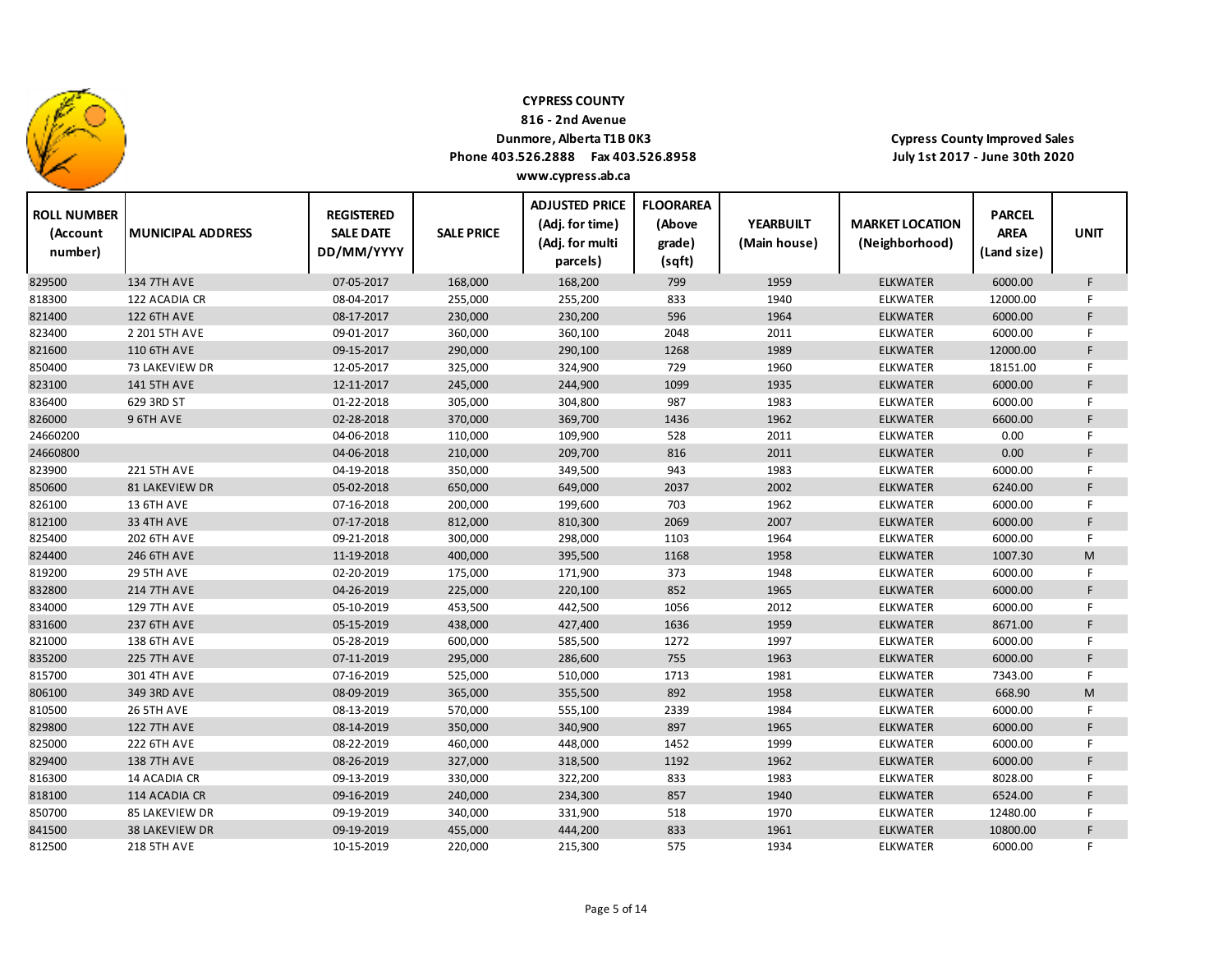**CYPRESS COUNTY**
**816 - 2nd Avenue**
**Dunmore, Alberta T1B 0K3**
**Phone 403.526.2888 Fax 403.526.8958**
**www.cypress.ab.ca**

**Cypress County Improved Sales**
**July 1st 2017 - June 30th 2020**

| ROLL NUMBER (Account number) | MUNICIPAL ADDRESS | REGISTERED SALE DATE DD/MM/YYYY | SALE PRICE | ADJUSTED PRICE (Adj. for time) (Adj. for multi parcels) | FLOORAREA (Above grade) (sqft) | YEARBUILT (Main house) | MARKET LOCATION (Neighborhood) | PARCEL AREA (Land size) | UNIT |
|---|---|---|---|---|---|---|---|---|---|
| 829500 | 134 7TH AVE | 07-05-2017 | 168,000 | 168,200 | 799 | 1959 | ELKWATER | 6000.00 | F |
| 818300 | 122 ACADIA CR | 08-04-2017 | 255,000 | 255,200 | 833 | 1940 | ELKWATER | 12000.00 | F |
| 821400 | 122 6TH AVE | 08-17-2017 | 230,000 | 230,200 | 596 | 1964 | ELKWATER | 6000.00 | F |
| 823400 | 2 201 5TH AVE | 09-01-2017 | 360,000 | 360,100 | 2048 | 2011 | ELKWATER | 6000.00 | F |
| 821600 | 110 6TH AVE | 09-15-2017 | 290,000 | 290,100 | 1268 | 1989 | ELKWATER | 12000.00 | F |
| 850400 | 73 LAKEVIEW DR | 12-05-2017 | 325,000 | 324,900 | 729 | 1960 | ELKWATER | 18151.00 | F |
| 823100 | 141 5TH AVE | 12-11-2017 | 245,000 | 244,900 | 1099 | 1935 | ELKWATER | 6000.00 | F |
| 836400 | 629 3RD ST | 01-22-2018 | 305,000 | 304,800 | 987 | 1983 | ELKWATER | 6000.00 | F |
| 826000 | 9 6TH AVE | 02-28-2018 | 370,000 | 369,700 | 1436 | 1962 | ELKWATER | 6600.00 | F |
| 24660200 | | 04-06-2018 | 110,000 | 109,900 | 528 | 2011 | ELKWATER | 0.00 | F |
| 24660800 | | 04-06-2018 | 210,000 | 209,700 | 816 | 2011 | ELKWATER | 0.00 | F |
| 823900 | 221 5TH AVE | 04-19-2018 | 350,000 | 349,500 | 943 | 1983 | ELKWATER | 6000.00 | F |
| 850600 | 81 LAKEVIEW DR | 05-02-2018 | 650,000 | 649,000 | 2037 | 2002 | ELKWATER | 6240.00 | F |
| 826100 | 13 6TH AVE | 07-16-2018 | 200,000 | 199,600 | 703 | 1962 | ELKWATER | 6000.00 | F |
| 812100 | 33 4TH AVE | 07-17-2018 | 812,000 | 810,300 | 2069 | 2007 | ELKWATER | 6000.00 | F |
| 825400 | 202 6TH AVE | 09-21-2018 | 300,000 | 298,000 | 1103 | 1964 | ELKWATER | 6000.00 | F |
| 824400 | 246 6TH AVE | 11-19-2018 | 400,000 | 395,500 | 1168 | 1958 | ELKWATER | 1007.30 | M |
| 819200 | 29 5TH AVE | 02-20-2019 | 175,000 | 171,900 | 373 | 1948 | ELKWATER | 6000.00 | F |
| 832800 | 214 7TH AVE | 04-26-2019 | 225,000 | 220,100 | 852 | 1965 | ELKWATER | 6000.00 | F |
| 834000 | 129 7TH AVE | 05-10-2019 | 453,500 | 442,500 | 1056 | 2012 | ELKWATER | 6000.00 | F |
| 831600 | 237 6TH AVE | 05-15-2019 | 438,000 | 427,400 | 1636 | 1959 | ELKWATER | 8671.00 | F |
| 821000 | 138 6TH AVE | 05-28-2019 | 600,000 | 585,500 | 1272 | 1997 | ELKWATER | 6000.00 | F |
| 835200 | 225 7TH AVE | 07-11-2019 | 295,000 | 286,600 | 755 | 1963 | ELKWATER | 6000.00 | F |
| 815700 | 301 4TH AVE | 07-16-2019 | 525,000 | 510,000 | 1713 | 1981 | ELKWATER | 7343.00 | F |
| 806100 | 349 3RD AVE | 08-09-2019 | 365,000 | 355,500 | 892 | 1958 | ELKWATER | 668.90 | M |
| 810500 | 26 5TH AVE | 08-13-2019 | 570,000 | 555,100 | 2339 | 1984 | ELKWATER | 6000.00 | F |
| 829800 | 122 7TH AVE | 08-14-2019 | 350,000 | 340,900 | 897 | 1965 | ELKWATER | 6000.00 | F |
| 825000 | 222 6TH AVE | 08-22-2019 | 460,000 | 448,000 | 1452 | 1999 | ELKWATER | 6000.00 | F |
| 829400 | 138 7TH AVE | 08-26-2019 | 327,000 | 318,500 | 1192 | 1962 | ELKWATER | 6000.00 | F |
| 816300 | 14 ACADIA CR | 09-13-2019 | 330,000 | 322,200 | 833 | 1983 | ELKWATER | 8028.00 | F |
| 818100 | 114 ACADIA CR | 09-16-2019 | 240,000 | 234,300 | 857 | 1940 | ELKWATER | 6524.00 | F |
| 850700 | 85 LAKEVIEW DR | 09-19-2019 | 340,000 | 331,900 | 518 | 1970 | ELKWATER | 12480.00 | F |
| 841500 | 38 LAKEVIEW DR | 09-19-2019 | 455,000 | 444,200 | 833 | 1961 | ELKWATER | 10800.00 | F |
| 812500 | 218 5TH AVE | 10-15-2019 | 220,000 | 215,300 | 575 | 1934 | ELKWATER | 6000.00 | F |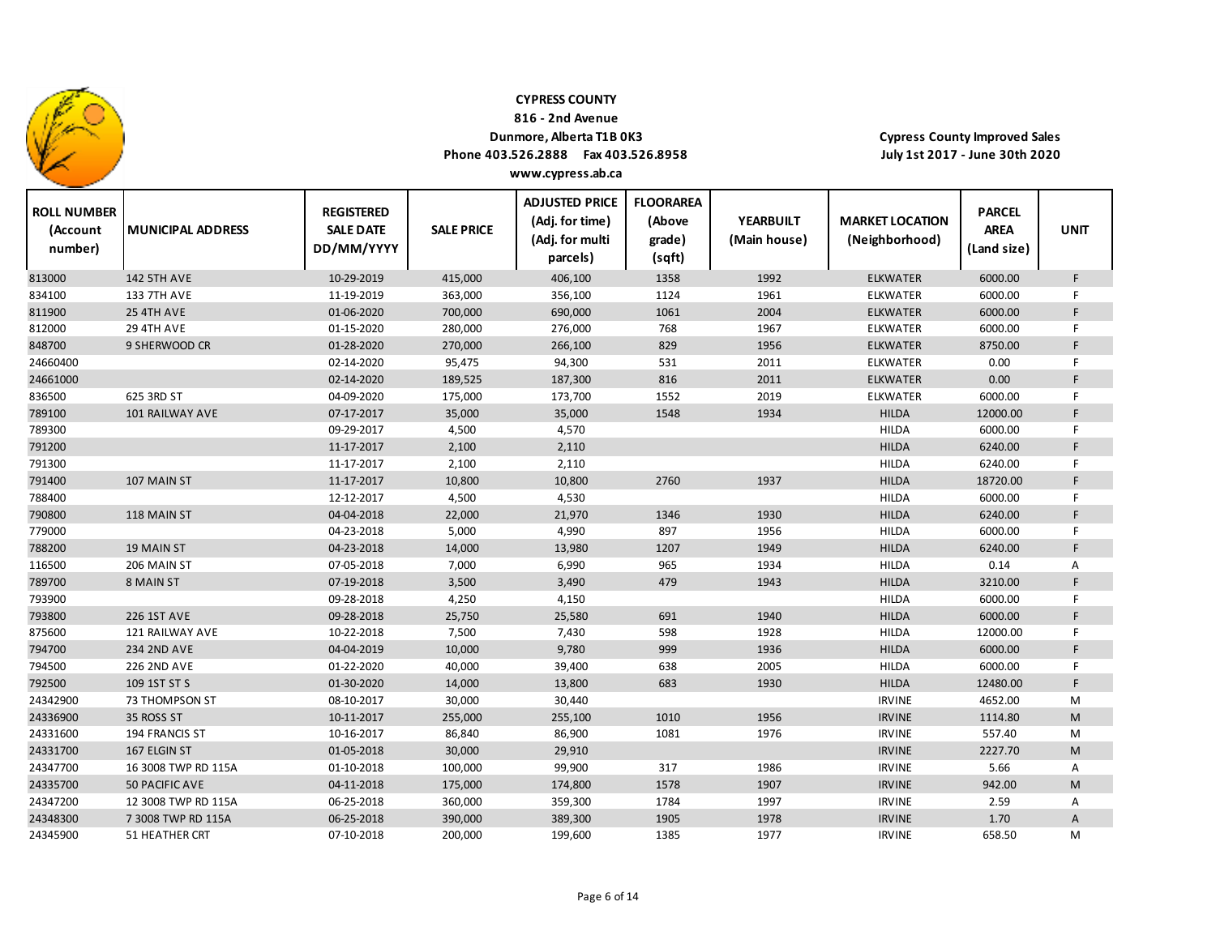**CYPRESS COUNTY**
**816 - 2nd Avenue**
**Dunmore, Alberta T1B 0K3**
**Phone 403.526.2888 Fax 403.526.8958**
**www.cypress.ab.ca**

**Cypress County Improved Sales**
**July 1st 2017 - June 30th 2020**

| ROLL NUMBER (Account number) | MUNICIPAL ADDRESS | REGISTERED SALE DATE DD/MM/YYYY | SALE PRICE | ADJUSTED PRICE (Adj. for time) (Adj. for multi parcels) | FLOORAREA (Above grade) (sqft) | YEARBUILT (Main house) | MARKET LOCATION (Neighborhood) | PARCEL AREA (Land size) | UNIT |
|---|---|---|---|---|---|---|---|---|---|
| 813000 | 142 5TH AVE | 10-29-2019 | 415,000 | 406,100 | 1358 | 1992 | ELKWATER | 6000.00 | F |
| 834100 | 133 7TH AVE | 11-19-2019 | 363,000 | 356,100 | 1124 | 1961 | ELKWATER | 6000.00 | F |
| 811900 | 25 4TH AVE | 01-06-2020 | 700,000 | 690,000 | 1061 | 2004 | ELKWATER | 6000.00 | F |
| 812000 | 29 4TH AVE | 01-15-2020 | 280,000 | 276,000 | 768 | 1967 | ELKWATER | 6000.00 | F |
| 848700 | 9 SHERWOOD CR | 01-28-2020 | 270,000 | 266,100 | 829 | 1956 | ELKWATER | 8750.00 | F |
| 24660400 | | 02-14-2020 | 95,475 | 94,300 | 531 | 2011 | ELKWATER | 0.00 | F |
| 24661000 | | 02-14-2020 | 189,525 | 187,300 | 816 | 2011 | ELKWATER | 0.00 | F |
| 836500 | 625 3RD ST | 04-09-2020 | 175,000 | 173,700 | 1552 | 2019 | ELKWATER | 6000.00 | F |
| 789100 | 101 RAILWAY AVE | 07-17-2017 | 35,000 | 35,000 | 1548 | 1934 | HILDA | 12000.00 | F |
| 789300 | | 09-29-2017 | 4,500 | 4,570 | | | HILDA | 6000.00 | F |
| 791200 | | 11-17-2017 | 2,100 | 2,110 | | | HILDA | 6240.00 | F |
| 791300 | | 11-17-2017 | 2,100 | 2,110 | | | HILDA | 6240.00 | F |
| 791400 | 107 MAIN ST | 11-17-2017 | 10,800 | 10,800 | 2760 | 1937 | HILDA | 18720.00 | F |
| 788400 | | 12-12-2017 | 4,500 | 4,530 | | | HILDA | 6000.00 | F |
| 790800 | 118 MAIN ST | 04-04-2018 | 22,000 | 21,970 | 1346 | 1930 | HILDA | 6240.00 | F |
| 779000 | | 04-23-2018 | 5,000 | 4,990 | 897 | 1956 | HILDA | 6000.00 | F |
| 788200 | 19 MAIN ST | 04-23-2018 | 14,000 | 13,980 | 1207 | 1949 | HILDA | 6240.00 | F |
| 116500 | 206 MAIN ST | 07-05-2018 | 7,000 | 6,990 | 965 | 1934 | HILDA | 0.14 | A |
| 789700 | 8 MAIN ST | 07-19-2018 | 3,500 | 3,490 | 479 | 1943 | HILDA | 3210.00 | F |
| 793900 | | 09-28-2018 | 4,250 | 4,150 | | | HILDA | 6000.00 | F |
| 793800 | 226 1ST AVE | 09-28-2018 | 25,750 | 25,580 | 691 | 1940 | HILDA | 6000.00 | F |
| 875600 | 121 RAILWAY AVE | 10-22-2018 | 7,500 | 7,430 | 598 | 1928 | HILDA | 12000.00 | F |
| 794700 | 234 2ND AVE | 04-04-2019 | 10,000 | 9,780 | 999 | 1936 | HILDA | 6000.00 | F |
| 794500 | 226 2ND AVE | 01-22-2020 | 40,000 | 39,400 | 638 | 2005 | HILDA | 6000.00 | F |
| 792500 | 109 1ST ST S | 01-30-2020 | 14,000 | 13,800 | 683 | 1930 | HILDA | 12480.00 | F |
| 24342900 | 73 THOMPSON ST | 08-10-2017 | 30,000 | 30,440 | | | IRVINE | 4652.00 | M |
| 24336900 | 35 ROSS ST | 10-11-2017 | 255,000 | 255,100 | 1010 | 1956 | IRVINE | 1114.80 | M |
| 24331600 | 194 FRANCIS ST | 10-16-2017 | 86,840 | 86,900 | 1081 | 1976 | IRVINE | 557.40 | M |
| 24331700 | 167 ELGIN ST | 01-05-2018 | 30,000 | 29,910 | | | IRVINE | 2227.70 | M |
| 24347700 | 16 3008 TWP RD 115A | 01-10-2018 | 100,000 | 99,900 | 317 | 1986 | IRVINE | 5.66 | A |
| 24335700 | 50 PACIFIC AVE | 04-11-2018 | 175,000 | 174,800 | 1578 | 1907 | IRVINE | 942.00 | M |
| 24347200 | 12 3008 TWP RD 115A | 06-25-2018 | 360,000 | 359,300 | 1784 | 1997 | IRVINE | 2.59 | A |
| 24348300 | 7 3008 TWP RD 115A | 06-25-2018 | 390,000 | 389,300 | 1905 | 1978 | IRVINE | 1.70 | A |
| 24345900 | 51 HEATHER CRT | 07-10-2018 | 200,000 | 199,600 | 1385 | 1977 | IRVINE | 658.50 | M |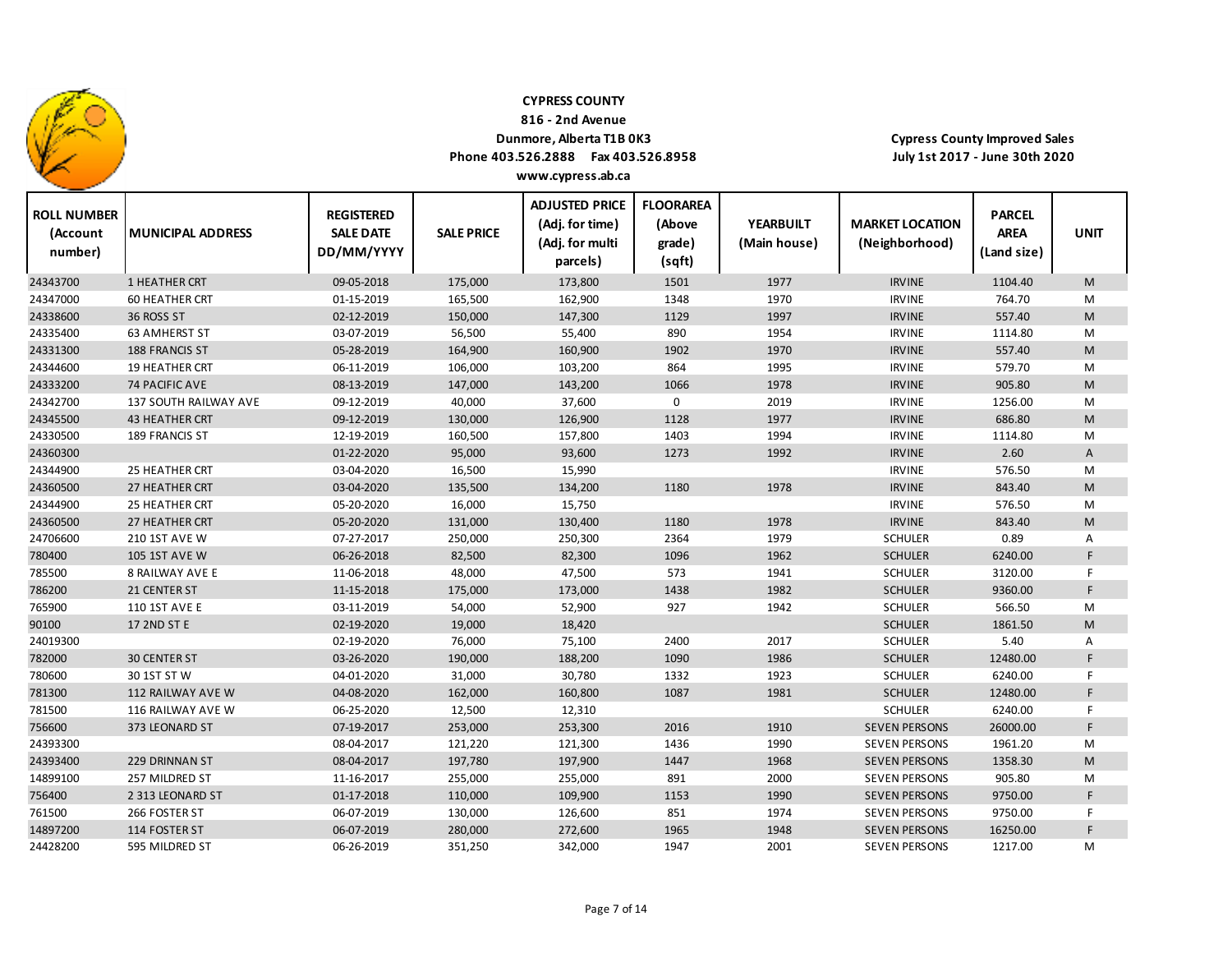**CYPRESS COUNTY**
**816 - 2nd Avenue**
**Dunmore, Alberta T1B 0K3**
**Phone 403.526.2888 Fax 403.526.8958**
**www.cypress.ab.ca**

**Cypress County Improved Sales**
**July 1st 2017 - June 30th 2020**

| ROLL NUMBER (Account number) | MUNICIPAL ADDRESS | REGISTERED SALE DATE DD/MM/YYYY | SALE PRICE | ADJUSTED PRICE (Adj. for time) (Adj. for multi parcels) | FLOORAREA (Above grade) (sqft) | YEARBUILT (Main house) | MARKET LOCATION (Neighborhood) | PARCEL AREA (Land size) | UNIT |
|---|---|---|---|---|---|---|---|---|---|
| 24343700 | 1 HEATHER CRT | 09-05-2018 | 175,000 | 173,800 | 1501 | 1977 | IRVINE | 1104.40 | M |
| 24347000 | 60 HEATHER CRT | 01-15-2019 | 165,500 | 162,900 | 1348 | 1970 | IRVINE | 764.70 | M |
| 24338600 | 36 ROSS ST | 02-12-2019 | 150,000 | 147,300 | 1129 | 1997 | IRVINE | 557.40 | M |
| 24335400 | 63 AMHERST ST | 03-07-2019 | 56,500 | 55,400 | 890 | 1954 | IRVINE | 1114.80 | M |
| 24331300 | 188 FRANCIS ST | 05-28-2019 | 164,900 | 160,900 | 1902 | 1970 | IRVINE | 557.40 | M |
| 24344600 | 19 HEATHER CRT | 06-11-2019 | 106,000 | 103,200 | 864 | 1995 | IRVINE | 579.70 | M |
| 24333200 | 74 PACIFIC AVE | 08-13-2019 | 147,000 | 143,200 | 1066 | 1978 | IRVINE | 905.80 | M |
| 24342700 | 137 SOUTH RAILWAY AVE | 09-12-2019 | 40,000 | 37,600 | 0 | 2019 | IRVINE | 1256.00 | M |
| 24345500 | 43 HEATHER CRT | 09-12-2019 | 130,000 | 126,900 | 1128 | 1977 | IRVINE | 686.80 | M |
| 24330500 | 189 FRANCIS ST | 12-19-2019 | 160,500 | 157,800 | 1403 | 1994 | IRVINE | 1114.80 | M |
| 24360300 | | 01-22-2020 | 95,000 | 93,600 | 1273 | 1992 | IRVINE | 2.60 | A |
| 24344900 | 25 HEATHER CRT | 03-04-2020 | 16,500 | 15,990 | | | IRVINE | 576.50 | M |
| 24360500 | 27 HEATHER CRT | 03-04-2020 | 135,500 | 134,200 | 1180 | 1978 | IRVINE | 843.40 | M |
| 24344900 | 25 HEATHER CRT | 05-20-2020 | 16,000 | 15,750 | | | IRVINE | 576.50 | M |
| 24360500 | 27 HEATHER CRT | 05-20-2020 | 131,000 | 130,400 | 1180 | 1978 | IRVINE | 843.40 | M |
| 24706600 | 210 1ST AVE W | 07-27-2017 | 250,000 | 250,300 | 2364 | 1979 | SCHULER | 0.89 | A |
| 780400 | 105 1ST AVE W | 06-26-2018 | 82,500 | 82,300 | 1096 | 1962 | SCHULER | 6240.00 | F |
| 785500 | 8 RAILWAY AVE E | 11-06-2018 | 48,000 | 47,500 | 573 | 1941 | SCHULER | 3120.00 | F |
| 786200 | 21 CENTER ST | 11-15-2018 | 175,000 | 173,000 | 1438 | 1982 | SCHULER | 9360.00 | F |
| 765900 | 110 1ST AVE E | 03-11-2019 | 54,000 | 52,900 | 927 | 1942 | SCHULER | 566.50 | M |
| 90100 | 17 2ND ST E | 02-19-2020 | 19,000 | 18,420 | | | SCHULER | 1861.50 | M |
| 24019300 | | 02-19-2020 | 76,000 | 75,100 | 2400 | 2017 | SCHULER | 5.40 | A |
| 782000 | 30 CENTER ST | 03-26-2020 | 190,000 | 188,200 | 1090 | 1986 | SCHULER | 12480.00 | F |
| 780600 | 30 1ST ST W | 04-01-2020 | 31,000 | 30,780 | 1332 | 1923 | SCHULER | 6240.00 | F |
| 781300 | 112 RAILWAY AVE W | 04-08-2020 | 162,000 | 160,800 | 1087 | 1981 | SCHULER | 12480.00 | F |
| 781500 | 116 RAILWAY AVE W | 06-25-2020 | 12,500 | 12,310 | | | SCHULER | 6240.00 | F |
| 756600 | 373 LEONARD ST | 07-19-2017 | 253,000 | 253,300 | 2016 | 1910 | SEVEN PERSONS | 26000.00 | F |
| 24393300 | | 08-04-2017 | 121,220 | 121,300 | 1436 | 1990 | SEVEN PERSONS | 1961.20 | M |
| 24393400 | 229 DRINNAN ST | 08-04-2017 | 197,780 | 197,900 | 1447 | 1968 | SEVEN PERSONS | 1358.30 | M |
| 14899100 | 257 MILDRED ST | 11-16-2017 | 255,000 | 255,000 | 891 | 2000 | SEVEN PERSONS | 905.80 | M |
| 756400 | 2 313 LEONARD ST | 01-17-2018 | 110,000 | 109,900 | 1153 | 1990 | SEVEN PERSONS | 9750.00 | F |
| 761500 | 266 FOSTER ST | 06-07-2019 | 130,000 | 126,600 | 851 | 1974 | SEVEN PERSONS | 9750.00 | F |
| 14897200 | 114 FOSTER ST | 06-07-2019 | 280,000 | 272,600 | 1965 | 1948 | SEVEN PERSONS | 16250.00 | F |
| 24428200 | 595 MILDRED ST | 06-26-2019 | 351,250 | 342,000 | 1947 | 2001 | SEVEN PERSONS | 1217.00 | M |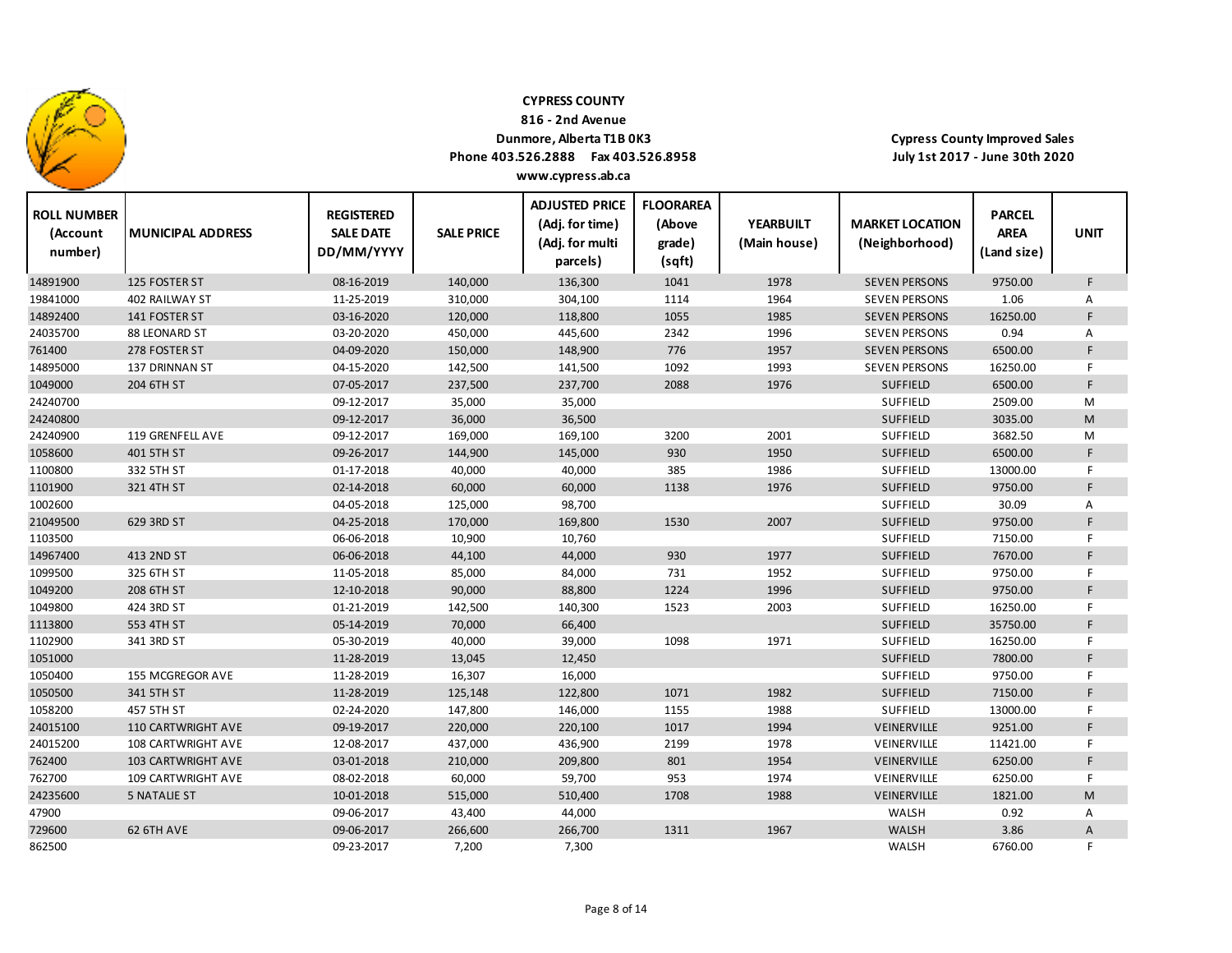**CYPRESS COUNTY**
**816 - 2nd Avenue**
**Dunmore, Alberta T1B 0K3**
**Phone 403.526.2888 Fax 403.526.8958**
**www.cypress.ab.ca**

**Cypress County Improved Sales**
**July 1st 2017 - June 30th 2020**

| ROLL NUMBER (Account number) | MUNICIPAL ADDRESS | REGISTERED SALE DATE DD/MM/YYYY | SALE PRICE | ADJUSTED PRICE (Adj. for time) (Adj. for multi parcels) | FLOORAREA (Above grade) (sqft) | YEARBUILT (Main house) | MARKET LOCATION (Neighborhood) | PARCEL AREA (Land size) | UNIT |
|---|---|---|---|---|---|---|---|---|---|
| 14891900 | 125 FOSTER ST | 08-16-2019 | 140,000 | 136,300 | 1041 | 1978 | SEVEN PERSONS | 9750.00 | F |
| 19841000 | 402 RAILWAY ST | 11-25-2019 | 310,000 | 304,100 | 1114 | 1964 | SEVEN PERSONS | 1.06 | A |
| 14892400 | 141 FOSTER ST | 03-16-2020 | 120,000 | 118,800 | 1055 | 1985 | SEVEN PERSONS | 16250.00 | F |
| 24035700 | 88 LEONARD ST | 03-20-2020 | 450,000 | 445,600 | 2342 | 1996 | SEVEN PERSONS | 0.94 | A |
| 761400 | 278 FOSTER ST | 04-09-2020 | 150,000 | 148,900 | 776 | 1957 | SEVEN PERSONS | 6500.00 | F |
| 14895000 | 137 DRINNAN ST | 04-15-2020 | 142,500 | 141,500 | 1092 | 1993 | SEVEN PERSONS | 16250.00 | F |
| 1049000 | 204 6TH ST | 07-05-2017 | 237,500 | 237,700 | 2088 | 1976 | SUFFIELD | 6500.00 | F |
| 24240700 | | 09-12-2017 | 35,000 | 35,000 | | | SUFFIELD | 2509.00 | M |
| 24240800 | | 09-12-2017 | 36,000 | 36,500 | | | SUFFIELD | 3035.00 | M |
| 24240900 | 119 GRENFELL AVE | 09-12-2017 | 169,000 | 169,100 | 3200 | 2001 | SUFFIELD | 3682.50 | M |
| 1058600 | 401 5TH ST | 09-26-2017 | 144,900 | 145,000 | 930 | 1950 | SUFFIELD | 6500.00 | F |
| 1100800 | 332 5TH ST | 01-17-2018 | 40,000 | 40,000 | 385 | 1986 | SUFFIELD | 13000.00 | F |
| 1101900 | 321 4TH ST | 02-14-2018 | 60,000 | 60,000 | 1138 | 1976 | SUFFIELD | 9750.00 | F |
| 1002600 | | 04-05-2018 | 125,000 | 98,700 | | | SUFFIELD | 30.09 | A |
| 21049500 | 629 3RD ST | 04-25-2018 | 170,000 | 169,800 | 1530 | 2007 | SUFFIELD | 9750.00 | F |
| 1103500 | | 06-06-2018 | 10,900 | 10,760 | | | SUFFIELD | 7150.00 | F |
| 14967400 | 413 2ND ST | 06-06-2018 | 44,100 | 44,000 | 930 | 1977 | SUFFIELD | 7670.00 | F |
| 1099500 | 325 6TH ST | 11-05-2018 | 85,000 | 84,000 | 731 | 1952 | SUFFIELD | 9750.00 | F |
| 1049200 | 208 6TH ST | 12-10-2018 | 90,000 | 88,800 | 1224 | 1996 | SUFFIELD | 9750.00 | F |
| 1049800 | 424 3RD ST | 01-21-2019 | 142,500 | 140,300 | 1523 | 2003 | SUFFIELD | 16250.00 | F |
| 1113800 | 553 4TH ST | 05-14-2019 | 70,000 | 66,400 | | | SUFFIELD | 35750.00 | F |
| 1102900 | 341 3RD ST | 05-30-2019 | 40,000 | 39,000 | 1098 | 1971 | SUFFIELD | 16250.00 | F |
| 1051000 | | 11-28-2019 | 13,045 | 12,450 | | | SUFFIELD | 7800.00 | F |
| 1050400 | 155 MCGREGOR AVE | 11-28-2019 | 16,307 | 16,000 | | | SUFFIELD | 9750.00 | F |
| 1050500 | 341 5TH ST | 11-28-2019 | 125,148 | 122,800 | 1071 | 1982 | SUFFIELD | 7150.00 | F |
| 1058200 | 457 5TH ST | 02-24-2020 | 147,800 | 146,000 | 1155 | 1988 | SUFFIELD | 13000.00 | F |
| 24015100 | 110 CARTWRIGHT AVE | 09-19-2017 | 220,000 | 220,100 | 1017 | 1994 | VEINERVILLE | 9251.00 | F |
| 24015200 | 108 CARTWRIGHT AVE | 12-08-2017 | 437,000 | 436,900 | 2199 | 1978 | VEINERVILLE | 11421.00 | F |
| 762400 | 103 CARTWRIGHT AVE | 03-01-2018 | 210,000 | 209,800 | 801 | 1954 | VEINERVILLE | 6250.00 | F |
| 762700 | 109 CARTWRIGHT AVE | 08-02-2018 | 60,000 | 59,700 | 953 | 1974 | VEINERVILLE | 6250.00 | F |
| 24235600 | 5 NATALIE ST | 10-01-2018 | 515,000 | 510,400 | 1708 | 1988 | VEINERVILLE | 1821.00 | M |
| 47900 | | 09-06-2017 | 43,400 | 44,000 | | | WALSH | 0.92 | A |
| 729600 | 62 6TH AVE | 09-06-2017 | 266,600 | 266,700 | 1311 | 1967 | WALSH | 3.86 | A |
| 862500 | | 09-23-2017 | 7,200 | 7,300 | | | WALSH | 6760.00 | F |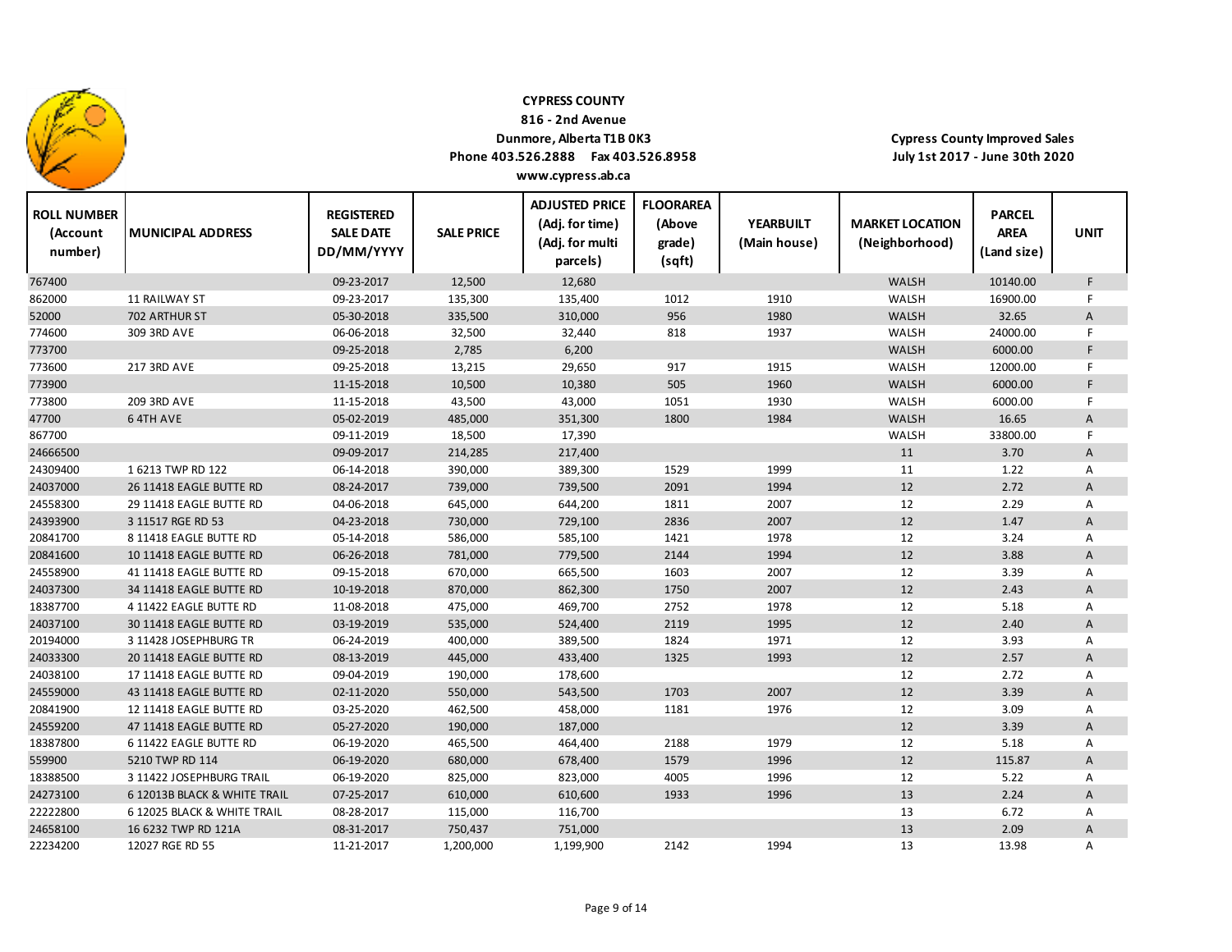**CYPRESS COUNTY**
**816 - 2nd Avenue**
**Dunmore, Alberta T1B 0K3**
**Phone 403.526.2888 Fax 403.526.8958**
**www.cypress.ab.ca**

**Cypress County Improved Sales**
**July 1st 2017 - June 30th 2020**

| ROLL NUMBER (Account number) | MUNICIPAL ADDRESS | REGISTERED SALE DATE DD/MM/YYYY | SALE PRICE | ADJUSTED PRICE (Adj. for time) (Adj. for multi parcels) | FLOORAREA (Above grade) (sqft) | YEARBUILT (Main house) | MARKET LOCATION (Neighborhood) | PARCEL AREA (Land size) | UNIT |
|---|---|---|---|---|---|---|---|---|---|
| 767400 | | 09-23-2017 | 12,500 | 12,680 | | | WALSH | 10140.00 | F |
| 862000 | 11 RAILWAY ST | 09-23-2017 | 135,300 | 135,400 | 1012 | 1910 | WALSH | 16900.00 | F |
| 52000 | 702 ARTHUR ST | 05-30-2018 | 335,500 | 310,000 | 956 | 1980 | WALSH | 32.65 | A |
| 774600 | 309 3RD AVE | 06-06-2018 | 32,500 | 32,440 | 818 | 1937 | WALSH | 24000.00 | F |
| 773700 | | 09-25-2018 | 2,785 | 6,200 | | | WALSH | 6000.00 | F |
| 773600 | 217 3RD AVE | 09-25-2018 | 13,215 | 29,650 | 917 | 1915 | WALSH | 12000.00 | F |
| 773900 | | 11-15-2018 | 10,500 | 10,380 | 505 | 1960 | WALSH | 6000.00 | F |
| 773800 | 209 3RD AVE | 11-15-2018 | 43,500 | 43,000 | 1051 | 1930 | WALSH | 6000.00 | F |
| 47700 | 6 4TH AVE | 05-02-2019 | 485,000 | 351,300 | 1800 | 1984 | WALSH | 16.65 | A |
| 867700 | | 09-11-2019 | 18,500 | 17,390 | | | WALSH | 33800.00 | F |
| 24666500 | | 09-09-2017 | 214,285 | 217,400 | | | 11 | 3.70 | A |
| 24309400 | 1 6213 TWP RD 122 | 06-14-2018 | 390,000 | 389,300 | 1529 | 1999 | 11 | 1.22 | A |
| 24037000 | 26 11418 EAGLE BUTTE RD | 08-24-2017 | 739,000 | 739,500 | 2091 | 1994 | 12 | 2.72 | A |
| 24558300 | 29 11418 EAGLE BUTTE RD | 04-06-2018 | 645,000 | 644,200 | 1811 | 2007 | 12 | 2.29 | A |
| 24393900 | 3 11517 RGE RD 53 | 04-23-2018 | 730,000 | 729,100 | 2836 | 2007 | 12 | 1.47 | A |
| 20841700 | 8 11418 EAGLE BUTTE RD | 05-14-2018 | 586,000 | 585,100 | 1421 | 1978 | 12 | 3.24 | A |
| 20841600 | 10 11418 EAGLE BUTTE RD | 06-26-2018 | 781,000 | 779,500 | 2144 | 1994 | 12 | 3.88 | A |
| 24558900 | 41 11418 EAGLE BUTTE RD | 09-15-2018 | 670,000 | 665,500 | 1603 | 2007 | 12 | 3.39 | A |
| 24037300 | 34 11418 EAGLE BUTTE RD | 10-19-2018 | 870,000 | 862,300 | 1750 | 2007 | 12 | 2.43 | A |
| 18387700 | 4 11422 EAGLE BUTTE RD | 11-08-2018 | 475,000 | 469,700 | 2752 | 1978 | 12 | 5.18 | A |
| 24037100 | 30 11418 EAGLE BUTTE RD | 03-19-2019 | 535,000 | 524,400 | 2119 | 1995 | 12 | 2.40 | A |
| 20194000 | 3 11428 JOSEPHBURG TR | 06-24-2019 | 400,000 | 389,500 | 1824 | 1971 | 12 | 3.93 | A |
| 24033300 | 20 11418 EAGLE BUTTE RD | 08-13-2019 | 445,000 | 433,400 | 1325 | 1993 | 12 | 2.57 | A |
| 24038100 | 17 11418 EAGLE BUTTE RD | 09-04-2019 | 190,000 | 178,600 | | | 12 | 2.72 | A |
| 24559000 | 43 11418 EAGLE BUTTE RD | 02-11-2020 | 550,000 | 543,500 | 1703 | 2007 | 12 | 3.39 | A |
| 20841900 | 12 11418 EAGLE BUTTE RD | 03-25-2020 | 462,500 | 458,000 | 1181 | 1976 | 12 | 3.09 | A |
| 24559200 | 47 11418 EAGLE BUTTE RD | 05-27-2020 | 190,000 | 187,000 | | | 12 | 3.39 | A |
| 18387800 | 6 11422 EAGLE BUTTE RD | 06-19-2020 | 465,500 | 464,400 | 2188 | 1979 | 12 | 5.18 | A |
| 559900 | 5210 TWP RD 114 | 06-19-2020 | 680,000 | 678,400 | 1579 | 1996 | 12 | 115.87 | A |
| 18388500 | 3 11422 JOSEPHBURG TRAIL | 06-19-2020 | 825,000 | 823,000 | 4005 | 1996 | 12 | 5.22 | A |
| 24273100 | 6 12013B BLACK & WHITE TRAIL | 07-25-2017 | 610,000 | 610,600 | 1933 | 1996 | 13 | 2.24 | A |
| 22222800 | 6 12025 BLACK & WHITE TRAIL | 08-28-2017 | 115,000 | 116,700 | | | 13 | 6.72 | A |
| 24658100 | 16 6232 TWP RD 121A | 08-31-2017 | 750,437 | 751,000 | | | 13 | 2.09 | A |
| 22234200 | 12027 RGE RD 55 | 11-21-2017 | 1,200,000 | 1,199,900 | 2142 | 1994 | 13 | 13.98 | A |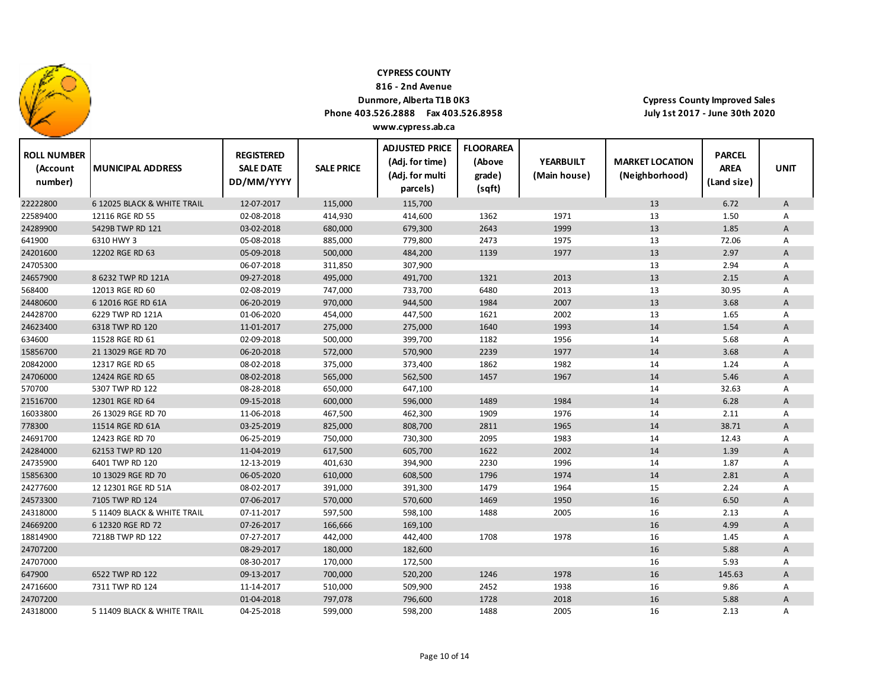**CYPRESS COUNTY**
**816 - 2nd Avenue**
**Dunmore, Alberta T1B 0K3**
**Phone 403.526.2888 Fax 403.526.8958**
**www.cypress.ab.ca**

**Cypress County Improved Sales**
**July 1st 2017 - June 30th 2020**

| ROLL NUMBER (Account number) | MUNICIPAL ADDRESS | REGISTERED SALE DATE DD/MM/YYYY | SALE PRICE | ADJUSTED PRICE (Adj. for time) (Adj. for multi parcels) | FLOORAREA (Above grade) (sqft) | YEARBUILT (Main house) | MARKET LOCATION (Neighborhood) | PARCEL AREA (Land size) | UNIT |
|---|---|---|---|---|---|---|---|---|---|
| 22222800 | 6 12025 BLACK & WHITE TRAIL | 12-07-2017 | 115,000 | 115,700 | | | 13 | 6.72 | A |
| 22589400 | 12116 RGE RD 55 | 02-08-2018 | 414,930 | 414,600 | 1362 | 1971 | 13 | 1.50 | A |
| 24289900 | 5429B TWP RD 121 | 03-02-2018 | 680,000 | 679,300 | 2643 | 1999 | 13 | 1.85 | A |
| 641900 | 6310 HWY 3 | 05-08-2018 | 885,000 | 779,800 | 2473 | 1975 | 13 | 72.06 | A |
| 24201600 | 12202 RGE RD 63 | 05-09-2018 | 500,000 | 484,200 | 1139 | 1977 | 13 | 2.97 | A |
| 24705300 | | 06-07-2018 | 311,850 | 307,900 | | | 13 | 2.94 | A |
| 24657900 | 8 6232 TWP RD 121A | 09-27-2018 | 495,000 | 491,700 | 1321 | 2013 | 13 | 2.15 | A |
| 568400 | 12013 RGE RD 60 | 02-08-2019 | 747,000 | 733,700 | 6480 | 2013 | 13 | 30.95 | A |
| 24480600 | 6 12016 RGE RD 61A | 06-20-2019 | 970,000 | 944,500 | 1984 | 2007 | 13 | 3.68 | A |
| 24428700 | 6229 TWP RD 121A | 01-06-2020 | 454,000 | 447,500 | 1621 | 2002 | 13 | 1.65 | A |
| 24623400 | 6318 TWP RD 120 | 11-01-2017 | 275,000 | 275,000 | 1640 | 1993 | 14 | 1.54 | A |
| 634600 | 11528 RGE RD 61 | 02-09-2018 | 500,000 | 399,700 | 1182 | 1956 | 14 | 5.68 | A |
| 15856700 | 21 13029 RGE RD 70 | 06-20-2018 | 572,000 | 570,900 | 2239 | 1977 | 14 | 3.68 | A |
| 20842000 | 12317 RGE RD 65 | 08-02-2018 | 375,000 | 373,400 | 1862 | 1982 | 14 | 1.24 | A |
| 24706000 | 12424 RGE RD 65 | 08-02-2018 | 565,000 | 562,500 | 1457 | 1967 | 14 | 5.46 | A |
| 570700 | 5307 TWP RD 122 | 08-28-2018 | 650,000 | 647,100 | | | 14 | 32.63 | A |
| 21516700 | 12301 RGE RD 64 | 09-15-2018 | 600,000 | 596,000 | 1489 | 1984 | 14 | 6.28 | A |
| 16033800 | 26 13029 RGE RD 70 | 11-06-2018 | 467,500 | 462,300 | 1909 | 1976 | 14 | 2.11 | A |
| 778300 | 11514 RGE RD 61A | 03-25-2019 | 825,000 | 808,700 | 2811 | 1965 | 14 | 38.71 | A |
| 24691700 | 12423 RGE RD 70 | 06-25-2019 | 750,000 | 730,300 | 2095 | 1983 | 14 | 12.43 | A |
| 24284000 | 62153 TWP RD 120 | 11-04-2019 | 617,500 | 605,700 | 1622 | 2002 | 14 | 1.39 | A |
| 24735900 | 6401 TWP RD 120 | 12-13-2019 | 401,630 | 394,900 | 2230 | 1996 | 14 | 1.87 | A |
| 15856300 | 10 13029 RGE RD 70 | 06-05-2020 | 610,000 | 608,500 | 1796 | 1974 | 14 | 2.81 | A |
| 24277600 | 12 12301 RGE RD 51A | 08-02-2017 | 391,000 | 391,300 | 1479 | 1964 | 15 | 2.24 | A |
| 24573300 | 7105 TWP RD 124 | 07-06-2017 | 570,000 | 570,600 | 1469 | 1950 | 16 | 6.50 | A |
| 24318000 | 5 11409 BLACK & WHITE TRAIL | 07-11-2017 | 597,500 | 598,100 | 1488 | 2005 | 16 | 2.13 | A |
| 24669200 | 6 12320 RGE RD 72 | 07-26-2017 | 166,666 | 169,100 | | | 16 | 4.99 | A |
| 18814900 | 7218B TWP RD 122 | 07-27-2017 | 442,000 | 442,400 | 1708 | 1978 | 16 | 1.45 | A |
| 24707200 | | 08-29-2017 | 180,000 | 182,600 | | | 16 | 5.88 | A |
| 24707000 | | 08-30-2017 | 170,000 | 172,500 | | | 16 | 5.93 | A |
| 647900 | 6522 TWP RD 122 | 09-13-2017 | 700,000 | 520,200 | 1246 | 1978 | 16 | 145.63 | A |
| 24716600 | 7311 TWP RD 124 | 11-14-2017 | 510,000 | 509,900 | 2452 | 1938 | 16 | 9.86 | A |
| 24707200 | | 01-04-2018 | 797,078 | 796,600 | 1728 | 2018 | 16 | 5.88 | A |
| 24318000 | 5 11409 BLACK & WHITE TRAIL | 04-25-2018 | 599,000 | 598,200 | 1488 | 2005 | 16 | 2.13 | A |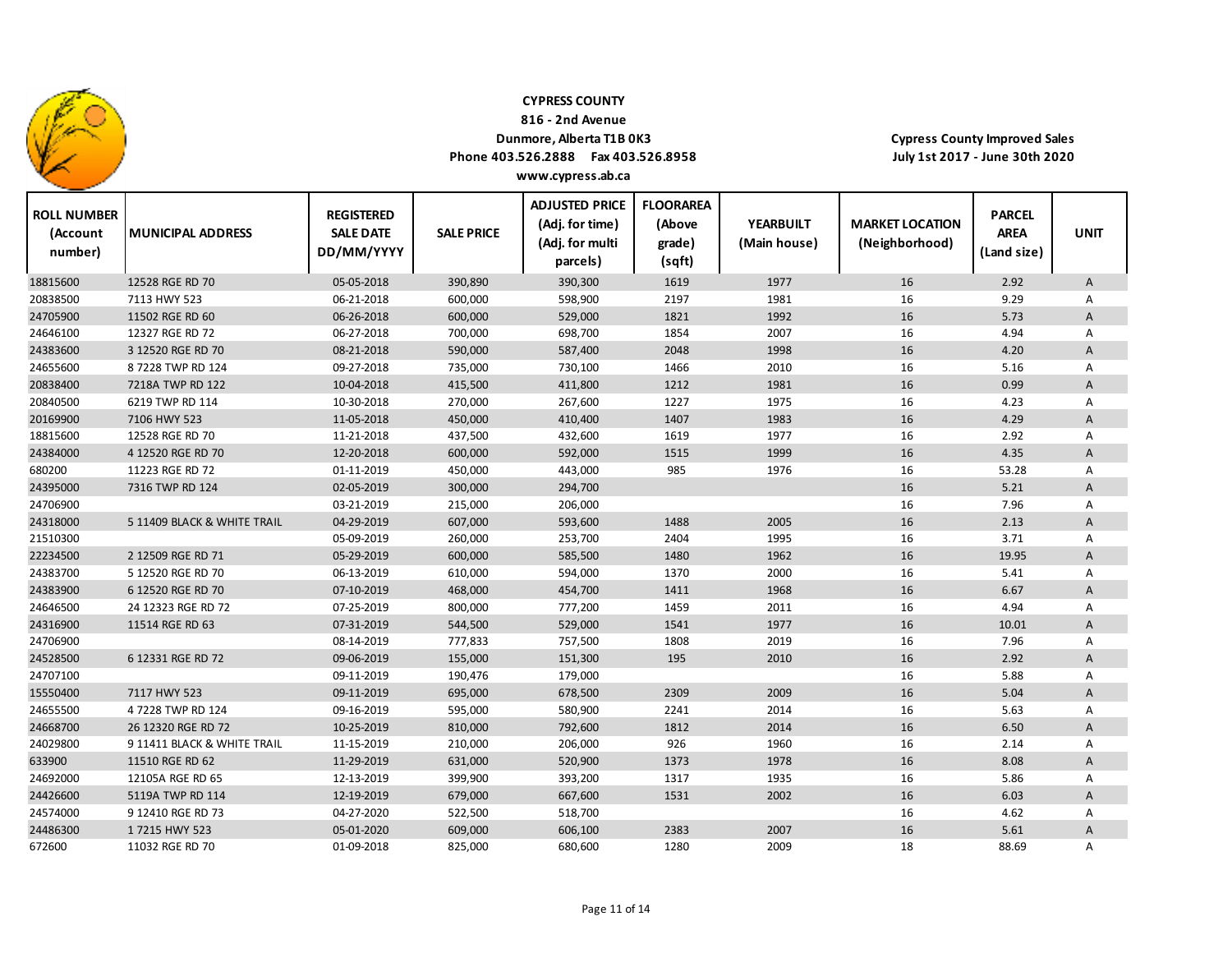**CYPRESS COUNTY**
**816 - 2nd Avenue**
**Dunmore, Alberta T1B 0K3**
**Phone 403.526.2888 Fax 403.526.8958**
**www.cypress.ab.ca**

**Cypress County Improved Sales**
**July 1st 2017 - June 30th 2020**

| ROLL NUMBER (Account number) | MUNICIPAL ADDRESS | REGISTERED SALE DATE DD/MM/YYYY | SALE PRICE | ADJUSTED PRICE (Adj. for time) (Adj. for multi parcels) | FLOORAREA (Above grade) (sqft) | YEARBUILT (Main house) | MARKET LOCATION (Neighborhood) | PARCEL AREA (Land size) | UNIT |
|---|---|---|---|---|---|---|---|---|---|
| 18815600 | 12528 RGE RD 70 | 05-05-2018 | 390,890 | 390,300 | 1619 | 1977 | 16 | 2.92 | A |
| 20838500 | 7113 HWY 523 | 06-21-2018 | 600,000 | 598,900 | 2197 | 1981 | 16 | 9.29 | A |
| 24705900 | 11502 RGE RD 60 | 06-26-2018 | 600,000 | 529,000 | 1821 | 1992 | 16 | 5.73 | A |
| 24646100 | 12327 RGE RD 72 | 06-27-2018 | 700,000 | 698,700 | 1854 | 2007 | 16 | 4.94 | A |
| 24383600 | 3 12520 RGE RD 70 | 08-21-2018 | 590,000 | 587,400 | 2048 | 1998 | 16 | 4.20 | A |
| 24655600 | 8 7228 TWP RD 124 | 09-27-2018 | 735,000 | 730,100 | 1466 | 2010 | 16 | 5.16 | A |
| 20838400 | 7218A TWP RD 122 | 10-04-2018 | 415,500 | 411,800 | 1212 | 1981 | 16 | 0.99 | A |
| 20840500 | 6219 TWP RD 114 | 10-30-2018 | 270,000 | 267,600 | 1227 | 1975 | 16 | 4.23 | A |
| 20169900 | 7106 HWY 523 | 11-05-2018 | 450,000 | 410,400 | 1407 | 1983 | 16 | 4.29 | A |
| 18815600 | 12528 RGE RD 70 | 11-21-2018 | 437,500 | 432,600 | 1619 | 1977 | 16 | 2.92 | A |
| 24384000 | 4 12520 RGE RD 70 | 12-20-2018 | 600,000 | 592,000 | 1515 | 1999 | 16 | 4.35 | A |
| 680200 | 11223 RGE RD 72 | 01-11-2019 | 450,000 | 443,000 | 985 | 1976 | 16 | 53.28 | A |
| 24395000 | 7316 TWP RD 124 | 02-05-2019 | 300,000 | 294,700 | | | 16 | 5.21 | A |
| 24706900 | | 03-21-2019 | 215,000 | 206,000 | | | 16 | 7.96 | A |
| 24318000 | 5 11409 BLACK & WHITE TRAIL | 04-29-2019 | 607,000 | 593,600 | 1488 | 2005 | 16 | 2.13 | A |
| 21510300 | | 05-09-2019 | 260,000 | 253,700 | 2404 | 1995 | 16 | 3.71 | A |
| 22234500 | 2 12509 RGE RD 71 | 05-29-2019 | 600,000 | 585,500 | 1480 | 1962 | 16 | 19.95 | A |
| 24383700 | 5 12520 RGE RD 70 | 06-13-2019 | 610,000 | 594,000 | 1370 | 2000 | 16 | 5.41 | A |
| 24383900 | 6 12520 RGE RD 70 | 07-10-2019 | 468,000 | 454,700 | 1411 | 1968 | 16 | 6.67 | A |
| 24646500 | 24 12323 RGE RD 72 | 07-25-2019 | 800,000 | 777,200 | 1459 | 2011 | 16 | 4.94 | A |
| 24316900 | 11514 RGE RD 63 | 07-31-2019 | 544,500 | 529,000 | 1541 | 1977 | 16 | 10.01 | A |
| 24706900 | | 08-14-2019 | 777,833 | 757,500 | 1808 | 2019 | 16 | 7.96 | A |
| 24528500 | 6 12331 RGE RD 72 | 09-06-2019 | 155,000 | 151,300 | 195 | 2010 | 16 | 2.92 | A |
| 24707100 | | 09-11-2019 | 190,476 | 179,000 | | | 16 | 5.88 | A |
| 15550400 | 7117 HWY 523 | 09-11-2019 | 695,000 | 678,500 | 2309 | 2009 | 16 | 5.04 | A |
| 24655500 | 4 7228 TWP RD 124 | 09-16-2019 | 595,000 | 580,900 | 2241 | 2014 | 16 | 5.63 | A |
| 24668700 | 26 12320 RGE RD 72 | 10-25-2019 | 810,000 | 792,600 | 1812 | 2014 | 16 | 6.50 | A |
| 24029800 | 9 11411 BLACK & WHITE TRAIL | 11-15-2019 | 210,000 | 206,000 | 926 | 1960 | 16 | 2.14 | A |
| 633900 | 11510 RGE RD 62 | 11-29-2019 | 631,000 | 520,900 | 1373 | 1978 | 16 | 8.08 | A |
| 24692000 | 12105A RGE RD 65 | 12-13-2019 | 399,900 | 393,200 | 1317 | 1935 | 16 | 5.86 | A |
| 24426600 | 5119A TWP RD 114 | 12-19-2019 | 679,000 | 667,600 | 1531 | 2002 | 16 | 6.03 | A |
| 24574000 | 9 12410 RGE RD 73 | 04-27-2020 | 522,500 | 518,700 | | | 16 | 4.62 | A |
| 24486300 | 1 7215 HWY 523 | 05-01-2020 | 609,000 | 606,100 | 2383 | 2007 | 16 | 5.61 | A |
| 672600 | 11032 RGE RD 70 | 01-09-2018 | 825,000 | 680,600 | 1280 | 2009 | 18 | 88.69 | A |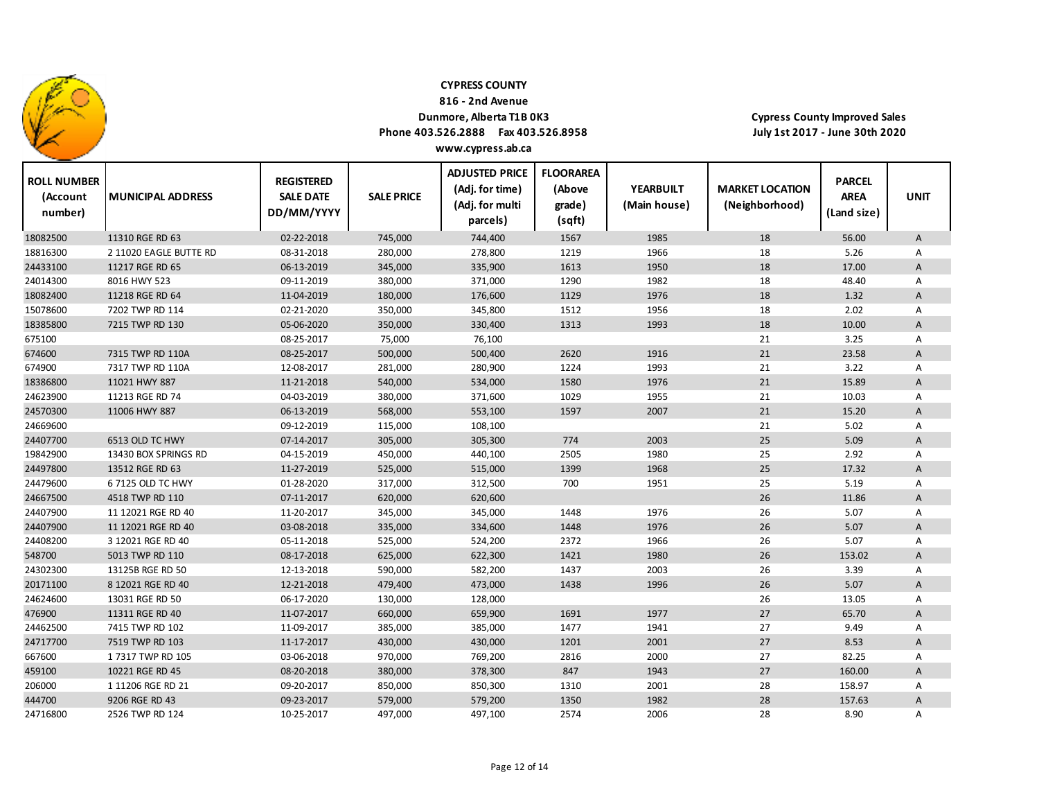**CYPRESS COUNTY**
**816 - 2nd Avenue**
**Dunmore, Alberta T1B 0K3**
**Phone 403.526.2888 Fax 403.526.8958**
**www.cypress.ab.ca**

**Cypress County Improved Sales**
**July 1st 2017 - June 30th 2020**

| ROLL NUMBER (Account number) | MUNICIPAL ADDRESS | REGISTERED SALE DATE DD/MM/YYYY | SALE PRICE | ADJUSTED PRICE (Adj. for time) (Adj. for multi parcels) | FLOORAREA (Above grade) (sqft) | YEARBUILT (Main house) | MARKET LOCATION (Neighborhood) | PARCEL AREA (Land size) | UNIT |
|---|---|---|---|---|---|---|---|---|---|
| 18082500 | 11310 RGE RD 63 | 02-22-2018 | 745,000 | 744,400 | 1567 | 1985 | 18 | 56.00 | A |
| 18816300 | 2 11020 EAGLE BUTTE RD | 08-31-2018 | 280,000 | 278,800 | 1219 | 1966 | 18 | 5.26 | A |
| 24433100 | 11217 RGE RD 65 | 06-13-2019 | 345,000 | 335,900 | 1613 | 1950 | 18 | 17.00 | A |
| 24014300 | 8016 HWY 523 | 09-11-2019 | 380,000 | 371,000 | 1290 | 1982 | 18 | 48.40 | A |
| 18082400 | 11218 RGE RD 64 | 11-04-2019 | 180,000 | 176,600 | 1129 | 1976 | 18 | 1.32 | A |
| 15078600 | 7202 TWP RD 114 | 02-21-2020 | 350,000 | 345,800 | 1512 | 1956 | 18 | 2.02 | A |
| 18385800 | 7215 TWP RD 130 | 05-06-2020 | 350,000 | 330,400 | 1313 | 1993 | 18 | 10.00 | A |
| 675100 | | 08-25-2017 | 75,000 | 76,100 | | | 21 | 3.25 | A |
| 674600 | 7315 TWP RD 110A | 08-25-2017 | 500,000 | 500,400 | 2620 | 1916 | 21 | 23.58 | A |
| 674900 | 7317 TWP RD 110A | 12-08-2017 | 281,000 | 280,900 | 1224 | 1993 | 21 | 3.22 | A |
| 18386800 | 11021 HWY 887 | 11-21-2018 | 540,000 | 534,000 | 1580 | 1976 | 21 | 15.89 | A |
| 24623900 | 11213 RGE RD 74 | 04-03-2019 | 380,000 | 371,600 | 1029 | 1955 | 21 | 10.03 | A |
| 24570300 | 11006 HWY 887 | 06-13-2019 | 568,000 | 553,100 | 1597 | 2007 | 21 | 15.20 | A |
| 24669600 | | 09-12-2019 | 115,000 | 108,100 | | | 21 | 5.02 | A |
| 24407700 | 6513 OLD TC HWY | 07-14-2017 | 305,000 | 305,300 | 774 | 2003 | 25 | 5.09 | A |
| 19842900 | 13430 BOX SPRINGS RD | 04-15-2019 | 450,000 | 440,100 | 2505 | 1980 | 25 | 2.92 | A |
| 24497800 | 13512 RGE RD 63 | 11-27-2019 | 525,000 | 515,000 | 1399 | 1968 | 25 | 17.32 | A |
| 24479600 | 6 7125 OLD TC HWY | 01-28-2020 | 317,000 | 312,500 | 700 | 1951 | 25 | 5.19 | A |
| 24667500 | 4518 TWP RD 110 | 07-11-2017 | 620,000 | 620,600 | | | 26 | 11.86 | A |
| 24407900 | 11 12021 RGE RD 40 | 11-20-2017 | 345,000 | 345,000 | 1448 | 1976 | 26 | 5.07 | A |
| 24407900 | 11 12021 RGE RD 40 | 03-08-2018 | 335,000 | 334,600 | 1448 | 1976 | 26 | 5.07 | A |
| 24408200 | 3 12021 RGE RD 40 | 05-11-2018 | 525,000 | 524,200 | 2372 | 1966 | 26 | 5.07 | A |
| 548700 | 5013 TWP RD 110 | 08-17-2018 | 625,000 | 622,300 | 1421 | 1980 | 26 | 153.02 | A |
| 24302300 | 13125B RGE RD 50 | 12-13-2018 | 590,000 | 582,200 | 1437 | 2003 | 26 | 3.39 | A |
| 20171100 | 8 12021 RGE RD 40 | 12-21-2018 | 479,400 | 473,000 | 1438 | 1996 | 26 | 5.07 | A |
| 24624600 | 13031 RGE RD 50 | 06-17-2020 | 130,000 | 128,000 | | | 26 | 13.05 | A |
| 476900 | 11311 RGE RD 40 | 11-07-2017 | 660,000 | 659,900 | 1691 | 1977 | 27 | 65.70 | A |
| 24462500 | 7415 TWP RD 102 | 11-09-2017 | 385,000 | 385,000 | 1477 | 1941 | 27 | 9.49 | A |
| 24717700 | 7519 TWP RD 103 | 11-17-2017 | 430,000 | 430,000 | 1201 | 2001 | 27 | 8.53 | A |
| 667600 | 1 7317 TWP RD 105 | 03-06-2018 | 970,000 | 769,200 | 2816 | 2000 | 27 | 82.25 | A |
| 459100 | 10221 RGE RD 45 | 08-20-2018 | 380,000 | 378,300 | 847 | 1943 | 27 | 160.00 | A |
| 206000 | 1 11206 RGE RD 21 | 09-20-2017 | 850,000 | 850,300 | 1310 | 2001 | 28 | 158.97 | A |
| 444700 | 9206 RGE RD 43 | 09-23-2017 | 579,000 | 579,200 | 1350 | 1982 | 28 | 157.63 | A |
| 24716800 | 2526 TWP RD 124 | 10-25-2017 | 497,000 | 497,100 | 2574 | 2006 | 28 | 8.90 | A |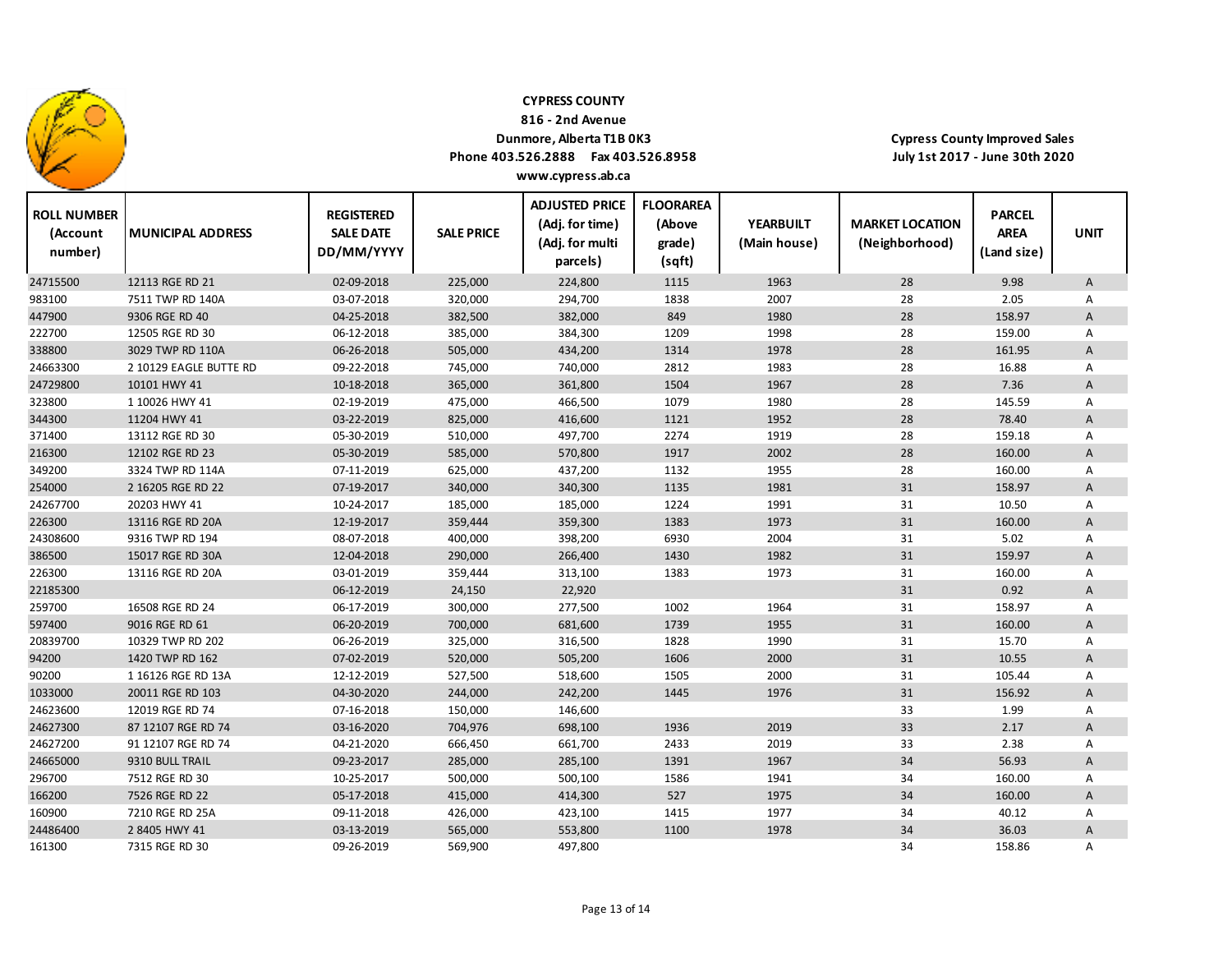**CYPRESS COUNTY**
**816 - 2nd Avenue**
**Dunmore, Alberta T1B 0K3**
**Phone 403.526.2888 Fax 403.526.8958**
**www.cypress.ab.ca**

**Cypress County Improved Sales**
**July 1st 2017 - June 30th 2020**

| ROLL NUMBER (Account number) | MUNICIPAL ADDRESS | REGISTERED SALE DATE DD/MM/YYYY | SALE PRICE | ADJUSTED PRICE (Adj. for time) (Adj. for multi parcels) | FLOORAREA (Above grade) (sqft) | YEARBUILT (Main house) | MARKET LOCATION (Neighborhood) | PARCEL AREA (Land size) | UNIT |
|---|---|---|---|---|---|---|---|---|---|
| 24715500 | 12113 RGE RD 21 | 02-09-2018 | 225,000 | 224,800 | 1115 | 1963 | 28 | 9.98 | A |
| 983100 | 7511 TWP RD 140A | 03-07-2018 | 320,000 | 294,700 | 1838 | 2007 | 28 | 2.05 | A |
| 447900 | 9306 RGE RD 40 | 04-25-2018 | 382,500 | 382,000 | 849 | 1980 | 28 | 158.97 | A |
| 222700 | 12505 RGE RD 30 | 06-12-2018 | 385,000 | 384,300 | 1209 | 1998 | 28 | 159.00 | A |
| 338800 | 3029 TWP RD 110A | 06-26-2018 | 505,000 | 434,200 | 1314 | 1978 | 28 | 161.95 | A |
| 24663300 | 2 10129 EAGLE BUTTE RD | 09-22-2018 | 745,000 | 740,000 | 2812 | 1983 | 28 | 16.88 | A |
| 24729800 | 10101 HWY 41 | 10-18-2018 | 365,000 | 361,800 | 1504 | 1967 | 28 | 7.36 | A |
| 323800 | 1 10026 HWY 41 | 02-19-2019 | 475,000 | 466,500 | 1079 | 1980 | 28 | 145.59 | A |
| 344300 | 11204 HWY 41 | 03-22-2019 | 825,000 | 416,600 | 1121 | 1952 | 28 | 78.40 | A |
| 371400 | 13112 RGE RD 30 | 05-30-2019 | 510,000 | 497,700 | 2274 | 1919 | 28 | 159.18 | A |
| 216300 | 12102 RGE RD 23 | 05-30-2019 | 585,000 | 570,800 | 1917 | 2002 | 28 | 160.00 | A |
| 349200 | 3324 TWP RD 114A | 07-11-2019 | 625,000 | 437,200 | 1132 | 1955 | 28 | 160.00 | A |
| 254000 | 2 16205 RGE RD 22 | 07-19-2017 | 340,000 | 340,300 | 1135 | 1981 | 31 | 158.97 | A |
| 24267700 | 20203 HWY 41 | 10-24-2017 | 185,000 | 185,000 | 1224 | 1991 | 31 | 10.50 | A |
| 226300 | 13116 RGE RD 20A | 12-19-2017 | 359,444 | 359,300 | 1383 | 1973 | 31 | 160.00 | A |
| 24308600 | 9316 TWP RD 194 | 08-07-2018 | 400,000 | 398,200 | 6930 | 2004 | 31 | 5.02 | A |
| 386500 | 15017 RGE RD 30A | 12-04-2018 | 290,000 | 266,400 | 1430 | 1982 | 31 | 159.97 | A |
| 226300 | 13116 RGE RD 20A | 03-01-2019 | 359,444 | 313,100 | 1383 | 1973 | 31 | 160.00 | A |
| 22185300 | | 06-12-2019 | 24,150 | 22,920 | | | 31 | 0.92 | A |
| 259700 | 16508 RGE RD 24 | 06-17-2019 | 300,000 | 277,500 | 1002 | 1964 | 31 | 158.97 | A |
| 597400 | 9016 RGE RD 61 | 06-20-2019 | 700,000 | 681,600 | 1739 | 1955 | 31 | 160.00 | A |
| 20839700 | 10329 TWP RD 202 | 06-26-2019 | 325,000 | 316,500 | 1828 | 1990 | 31 | 15.70 | A |
| 94200 | 1420 TWP RD 162 | 07-02-2019 | 520,000 | 505,200 | 1606 | 2000 | 31 | 10.55 | A |
| 90200 | 1 16126 RGE RD 13A | 12-12-2019 | 527,500 | 518,600 | 1505 | 2000 | 31 | 105.44 | A |
| 1033000 | 20011 RGE RD 103 | 04-30-2020 | 244,000 | 242,200 | 1445 | 1976 | 31 | 156.92 | A |
| 24623600 | 12019 RGE RD 74 | 07-16-2018 | 150,000 | 146,600 | | | 33 | 1.99 | A |
| 24627300 | 87 12107 RGE RD 74 | 03-16-2020 | 704,976 | 698,100 | 1936 | 2019 | 33 | 2.17 | A |
| 24627200 | 91 12107 RGE RD 74 | 04-21-2020 | 666,450 | 661,700 | 2433 | 2019 | 33 | 2.38 | A |
| 24665000 | 9310 BULL TRAIL | 09-23-2017 | 285,000 | 285,100 | 1391 | 1967 | 34 | 56.93 | A |
| 296700 | 7512 RGE RD 30 | 10-25-2017 | 500,000 | 500,100 | 1586 | 1941 | 34 | 160.00 | A |
| 166200 | 7526 RGE RD 22 | 05-17-2018 | 415,000 | 414,300 | 527 | 1975 | 34 | 160.00 | A |
| 160900 | 7210 RGE RD 25A | 09-11-2018 | 426,000 | 423,100 | 1415 | 1977 | 34 | 40.12 | A |
| 24486400 | 2 8405 HWY 41 | 03-13-2019 | 565,000 | 553,800 | 1100 | 1978 | 34 | 36.03 | A |
| 161300 | 7315 RGE RD 30 | 09-26-2019 | 569,900 | 497,800 | | | 34 | 158.86 | A |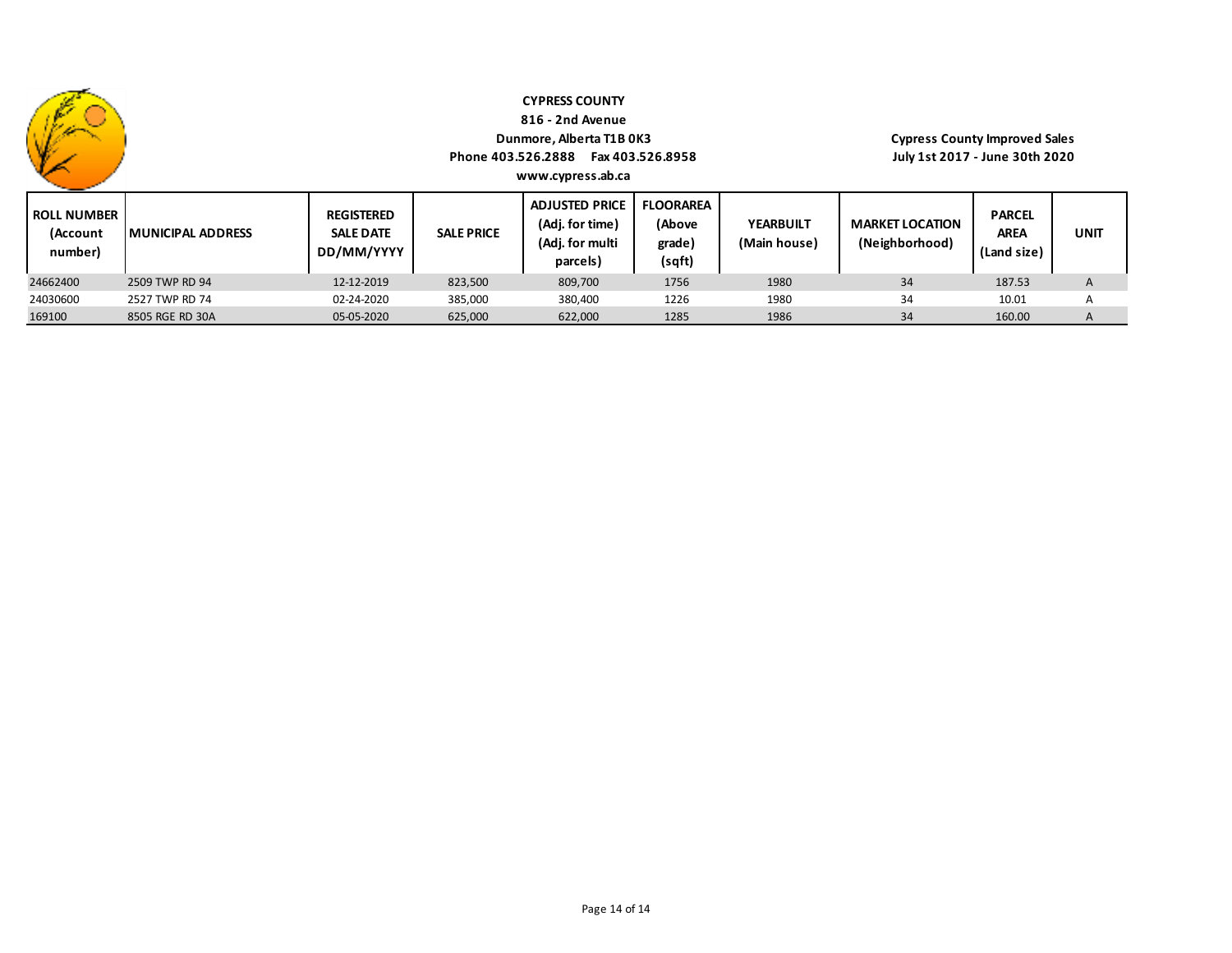**CYPRESS COUNTY**
**816 - 2nd Avenue**
**Dunmore, Alberta T1B 0K3**
**Phone 403.526.2888 Fax 403.526.8958**
**www.cypress.ab.ca**

**Cypress County Improved Sales**
**July 1st 2017 - June 30th 2020**

| ROLL NUMBER (Account number) | MUNICIPAL ADDRESS | REGISTERED SALE DATE DD/MM/YYYY | SALE PRICE | ADJUSTED PRICE (Adj. for time) (Adj. for multi parcels) | FLOORAREA (Above grade) (sqft) | YEARBUILT (Main house) | MARKET LOCATION (Neighborhood) | PARCEL AREA (Land size) | UNIT |
|---|---|---|---|---|---|---|---|---|---|
| 24662400 | 2509 TWP RD 94 | 12-12-2019 | 823,500 | 809,700 | 1756 | 1980 | 34 | 187.53 | A |
| 24030600 | 2527 TWP RD 74 | 02-24-2020 | 385,000 | 380,400 | 1226 | 1980 | 34 | 10.01 | A |
| 169100 | 8505 RGE RD 30A | 05-05-2020 | 625,000 | 622,000 | 1285 | 1986 | 34 | 160.00 | A |